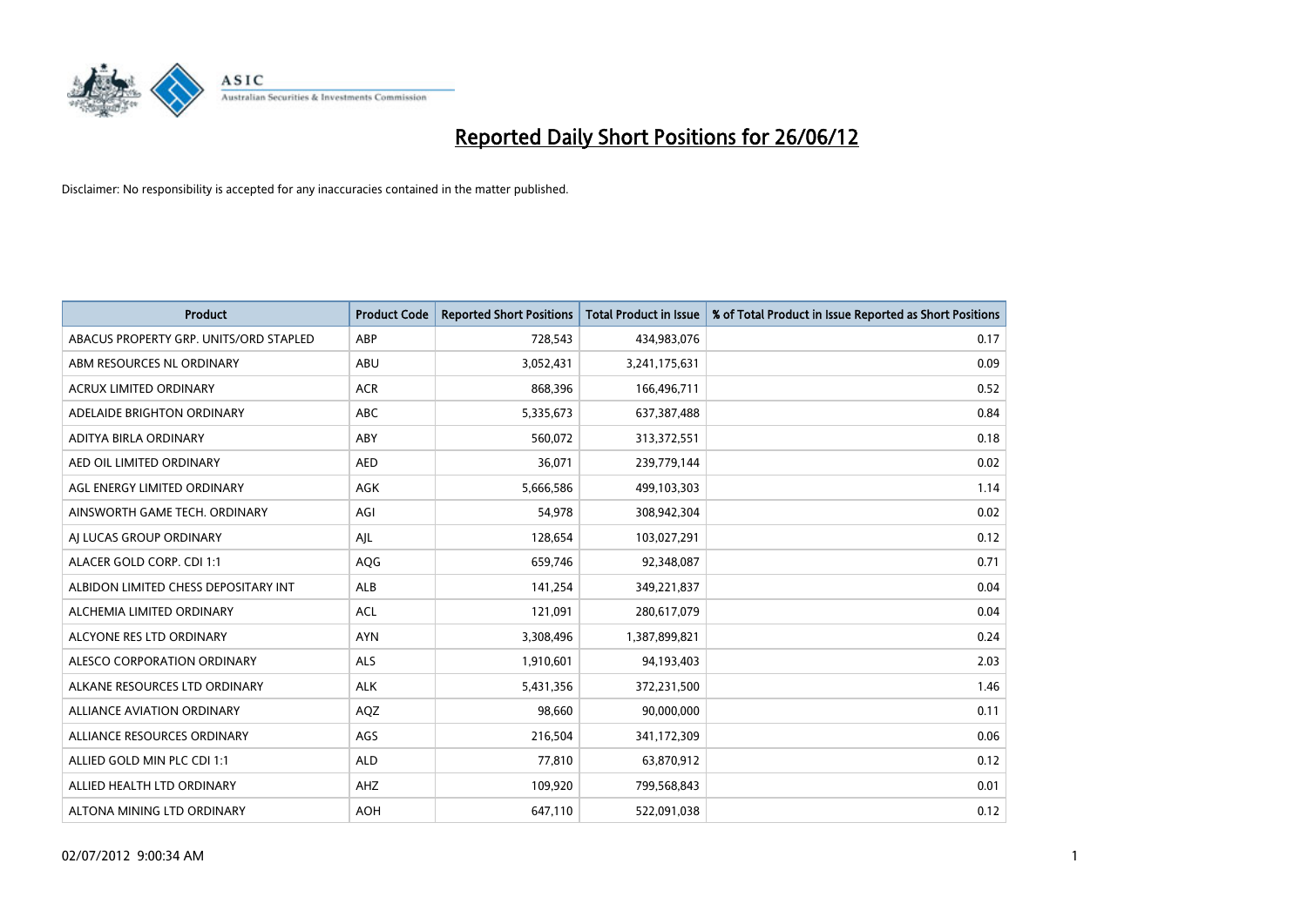# Reported Daily Short Positions for 26/06/12

Disclaimer: No responsibility is accepted for any inaccuracies contained in the matter published.

| Product | Product Code | Reported Short Positions | Total Product in Issue | % of Total Product in Issue Reported as Short Positions |
|---|---|---|---|---|
| ABACUS PROPERTY GRP. UNITS/ORD STAPLED | ABP | 728,543 | 434,983,076 | 0.17 |
| ABM RESOURCES NL ORDINARY | ABU | 3,052,431 | 3,241,175,631 | 0.09 |
| ACRUX LIMITED ORDINARY | ACR | 868,396 | 166,496,711 | 0.52 |
| ADELAIDE BRIGHTON ORDINARY | ABC | 5,335,673 | 637,387,488 | 0.84 |
| ADITYA BIRLA ORDINARY | ABY | 560,072 | 313,372,551 | 0.18 |
| AED OIL LIMITED ORDINARY | AED | 36,071 | 239,779,144 | 0.02 |
| AGL ENERGY LIMITED ORDINARY | AGK | 5,666,586 | 499,103,303 | 1.14 |
| AINSWORTH GAME TECH. ORDINARY | AGI | 54,978 | 308,942,304 | 0.02 |
| AJ LUCAS GROUP ORDINARY | AJL | 128,654 | 103,027,291 | 0.12 |
| ALACER GOLD CORP. CDI 1:1 | AQG | 659,746 | 92,348,087 | 0.71 |
| ALBIDON LIMITED CHESS DEPOSITARY INT | ALB | 141,254 | 349,221,837 | 0.04 |
| ALCHEMIA LIMITED ORDINARY | ACL | 121,091 | 280,617,079 | 0.04 |
| ALCYONE RES LTD ORDINARY | AYN | 3,308,496 | 1,387,899,821 | 0.24 |
| ALESCO CORPORATION ORDINARY | ALS | 1,910,601 | 94,193,403 | 2.03 |
| ALKANE RESOURCES LTD ORDINARY | ALK | 5,431,356 | 372,231,500 | 1.46 |
| ALLIANCE AVIATION ORDINARY | AQZ | 98,660 | 90,000,000 | 0.11 |
| ALLIANCE RESOURCES ORDINARY | AGS | 216,504 | 341,172,309 | 0.06 |
| ALLIED GOLD MIN PLC CDI 1:1 | ALD | 77,810 | 63,870,912 | 0.12 |
| ALLIED HEALTH LTD ORDINARY | AHZ | 109,920 | 799,568,843 | 0.01 |
| ALTONA MINING LTD ORDINARY | AOH | 647,110 | 522,091,038 | 0.12 |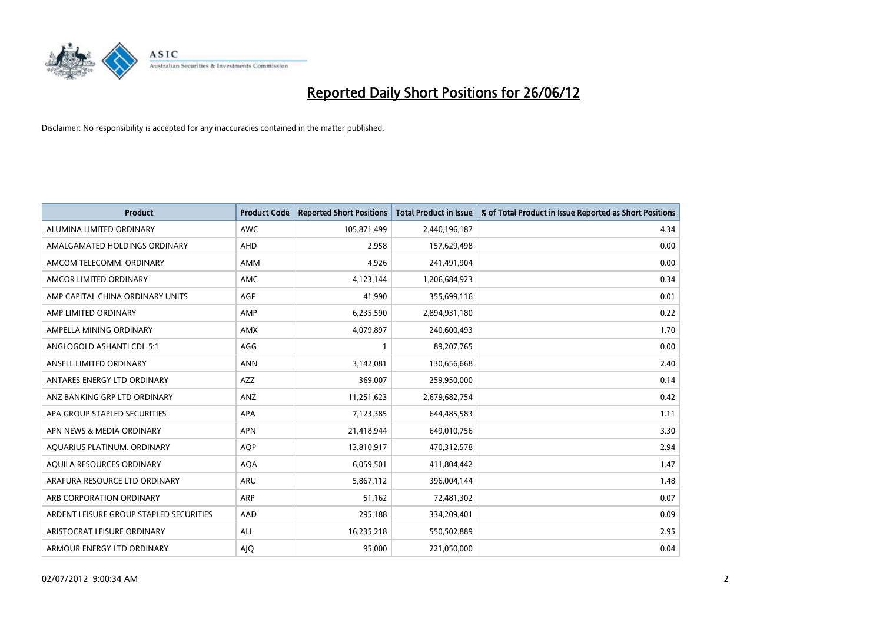# Reported Daily Short Positions for 26/06/12

Disclaimer: No responsibility is accepted for any inaccuracies contained in the matter published.

| Product | Product Code | Reported Short Positions | Total Product in Issue | % of Total Product in Issue Reported as Short Positions |
| --- | --- | --- | --- | --- |
| ALUMINA LIMITED ORDINARY | AWC | 105,871,499 | 2,440,196,187 | 4.34 |
| AMALGAMATED HOLDINGS ORDINARY | AHD | 2,958 | 157,629,498 | 0.00 |
| AMCOM TELECOMM. ORDINARY | AMM | 4,926 | 241,491,904 | 0.00 |
| AMCOR LIMITED ORDINARY | AMC | 4,123,144 | 1,206,684,923 | 0.34 |
| AMP CAPITAL CHINA ORDINARY UNITS | AGF | 41,990 | 355,699,116 | 0.01 |
| AMP LIMITED ORDINARY | AMP | 6,235,590 | 2,894,931,180 | 0.22 |
| AMPELLA MINING ORDINARY | AMX | 4,079,897 | 240,600,493 | 1.70 |
| ANGLOGOLD ASHANTI CDI 5:1 | AGG | 1 | 89,207,765 | 0.00 |
| ANSELL LIMITED ORDINARY | ANN | 3,142,081 | 130,656,668 | 2.40 |
| ANTARES ENERGY LTD ORDINARY | AZZ | 369,007 | 259,950,000 | 0.14 |
| ANZ BANKING GRP LTD ORDINARY | ANZ | 11,251,623 | 2,679,682,754 | 0.42 |
| APA GROUP STAPLED SECURITIES | APA | 7,123,385 | 644,485,583 | 1.11 |
| APN NEWS & MEDIA ORDINARY | APN | 21,418,944 | 649,010,756 | 3.30 |
| AQUARIUS PLATINUM. ORDINARY | AQP | 13,810,917 | 470,312,578 | 2.94 |
| AQUILA RESOURCES ORDINARY | AQA | 6,059,501 | 411,804,442 | 1.47 |
| ARAFURA RESOURCE LTD ORDINARY | ARU | 5,867,112 | 396,004,144 | 1.48 |
| ARB CORPORATION ORDINARY | ARP | 51,162 | 72,481,302 | 0.07 |
| ARDENT LEISURE GROUP STAPLED SECURITIES | AAD | 295,188 | 334,209,401 | 0.09 |
| ARISTOCRAT LEISURE ORDINARY | ALL | 16,235,218 | 550,502,889 | 2.95 |
| ARMOUR ENERGY LTD ORDINARY | AJQ | 95,000 | 221,050,000 | 0.04 |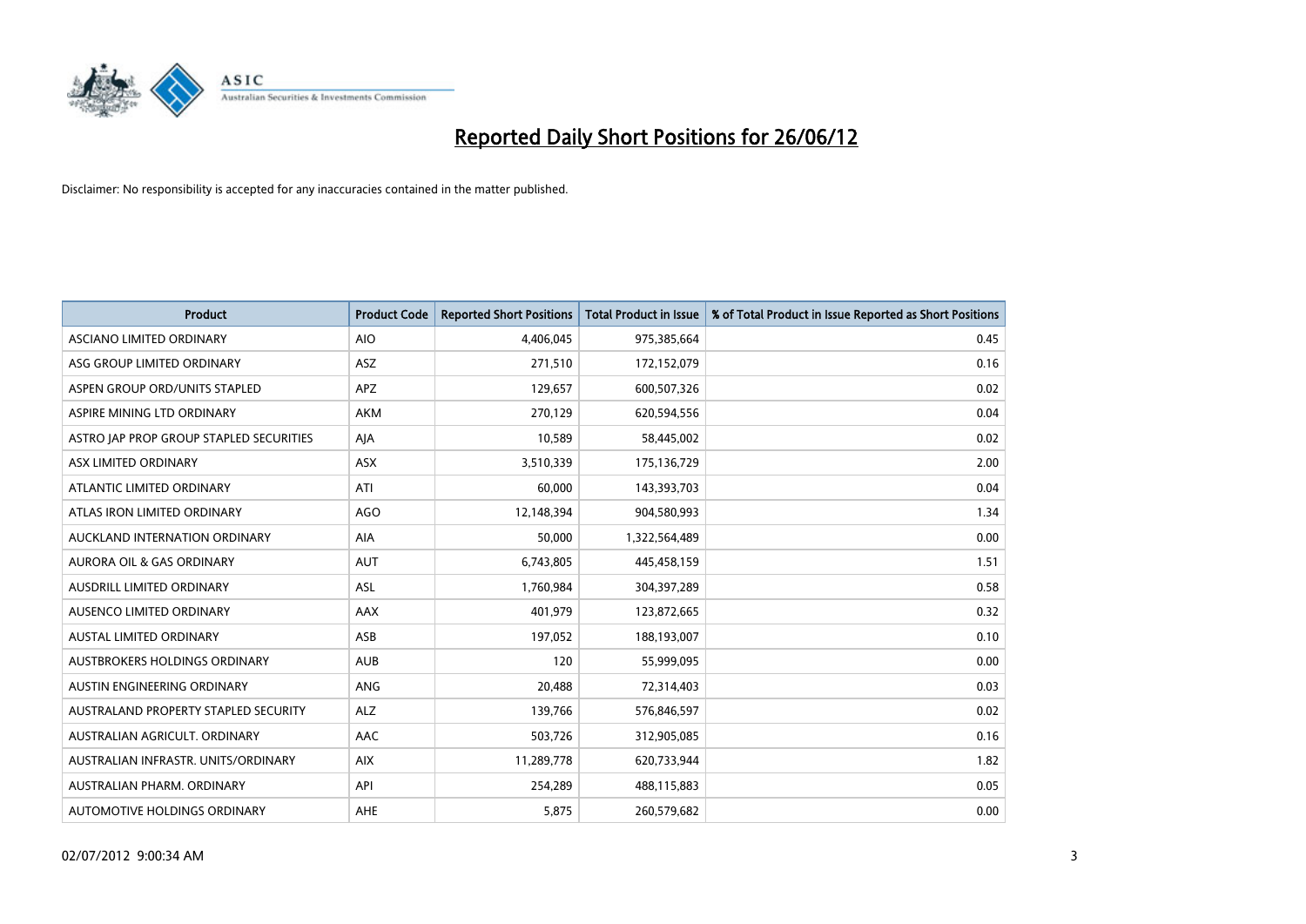# Reported Daily Short Positions for 26/06/12

Disclaimer: No responsibility is accepted for any inaccuracies contained in the matter published.

| Product | Product Code | Reported Short Positions | Total Product in Issue | % of Total Product in Issue Reported as Short Positions |
|---|---|---|---|---|
| ASCIANO LIMITED ORDINARY | AIO | 4,406,045 | 975,385,664 | 0.45 |
| ASG GROUP LIMITED ORDINARY | ASZ | 271,510 | 172,152,079 | 0.16 |
| ASPEN GROUP ORD/UNITS STAPLED | APZ | 129,657 | 600,507,326 | 0.02 |
| ASPIRE MINING LTD ORDINARY | AKM | 270,129 | 620,594,556 | 0.04 |
| ASTRO JAP PROP GROUP STAPLED SECURITIES | AJA | 10,589 | 58,445,002 | 0.02 |
| ASX LIMITED ORDINARY | ASX | 3,510,339 | 175,136,729 | 2.00 |
| ATLANTIC LIMITED ORDINARY | ATI | 60,000 | 143,393,703 | 0.04 |
| ATLAS IRON LIMITED ORDINARY | AGO | 12,148,394 | 904,580,993 | 1.34 |
| AUCKLAND INTERNATION ORDINARY | AIA | 50,000 | 1,322,564,489 | 0.00 |
| AURORA OIL & GAS ORDINARY | AUT | 6,743,805 | 445,458,159 | 1.51 |
| AUSDRILL LIMITED ORDINARY | ASL | 1,760,984 | 304,397,289 | 0.58 |
| AUSENCO LIMITED ORDINARY | AAX | 401,979 | 123,872,665 | 0.32 |
| AUSTAL LIMITED ORDINARY | ASB | 197,052 | 188,193,007 | 0.10 |
| AUSTBROKERS HOLDINGS ORDINARY | AUB | 120 | 55,999,095 | 0.00 |
| AUSTIN ENGINEERING ORDINARY | ANG | 20,488 | 72,314,403 | 0.03 |
| AUSTRALAND PROPERTY STAPLED SECURITY | ALZ | 139,766 | 576,846,597 | 0.02 |
| AUSTRALIAN AGRICULT. ORDINARY | AAC | 503,726 | 312,905,085 | 0.16 |
| AUSTRALIAN INFRASTR. UNITS/ORDINARY | AIX | 11,289,778 | 620,733,944 | 1.82 |
| AUSTRALIAN PHARM. ORDINARY | API | 254,289 | 488,115,883 | 0.05 |
| AUTOMOTIVE HOLDINGS ORDINARY | AHE | 5,875 | 260,579,682 | 0.00 |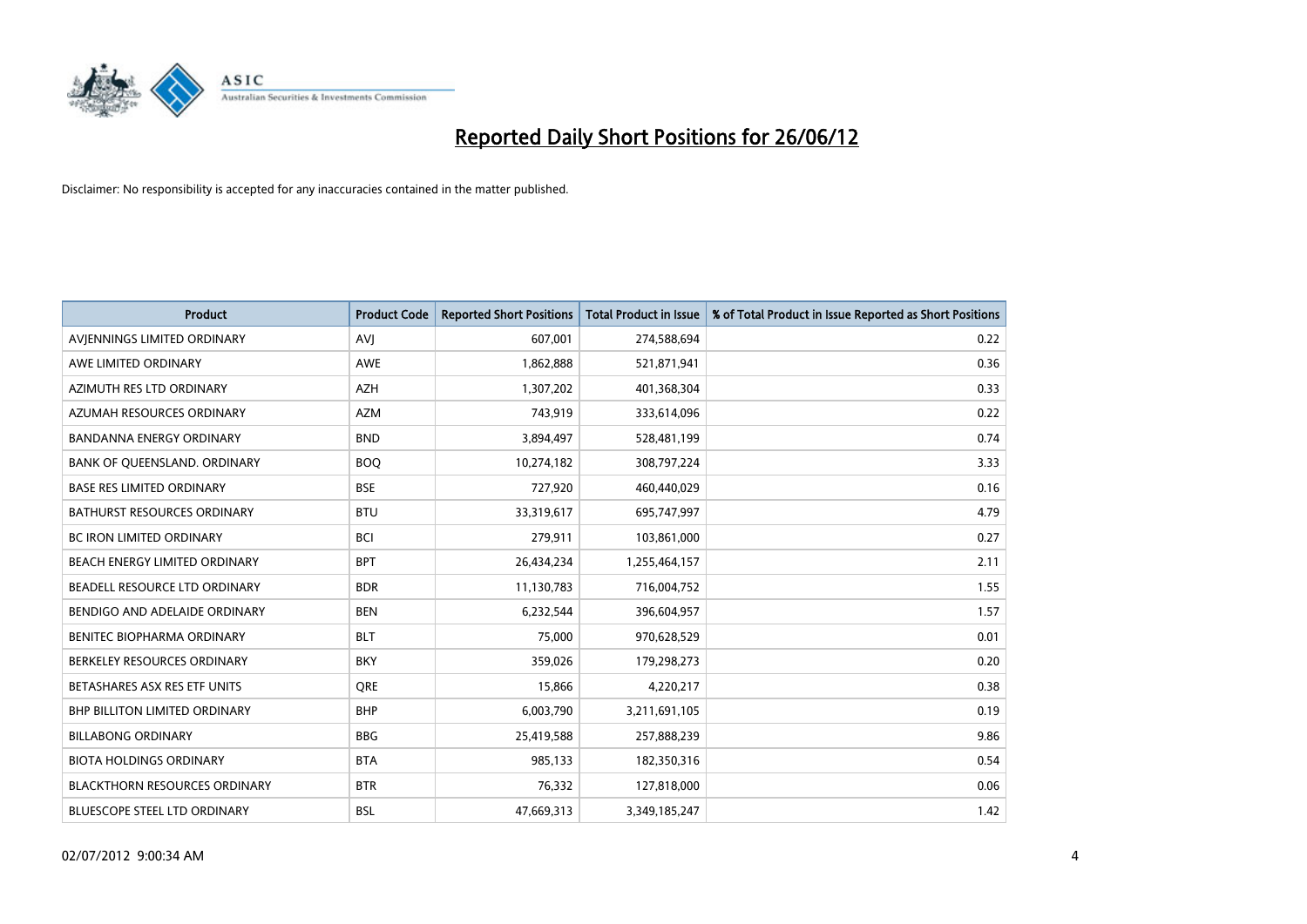# Reported Daily Short Positions for 26/06/12

Disclaimer: No responsibility is accepted for any inaccuracies contained in the matter published.

| Product | Product Code | Reported Short Positions | Total Product in Issue | % of Total Product in Issue Reported as Short Positions |
|---|---|---|---|---|
| AVJENNINGS LIMITED ORDINARY | AVJ | 607,001 | 274,588,694 | 0.22 |
| AWE LIMITED ORDINARY | AWE | 1,862,888 | 521,871,941 | 0.36 |
| AZIMUTH RES LTD ORDINARY | AZH | 1,307,202 | 401,368,304 | 0.33 |
| AZUMAH RESOURCES ORDINARY | AZM | 743,919 | 333,614,096 | 0.22 |
| BANDANNA ENERGY ORDINARY | BND | 3,894,497 | 528,481,199 | 0.74 |
| BANK OF QUEENSLAND. ORDINARY | BOQ | 10,274,182 | 308,797,224 | 3.33 |
| BASE RES LIMITED ORDINARY | BSE | 727,920 | 460,440,029 | 0.16 |
| BATHURST RESOURCES ORDINARY | BTU | 33,319,617 | 695,747,997 | 4.79 |
| BC IRON LIMITED ORDINARY | BCI | 279,911 | 103,861,000 | 0.27 |
| BEACH ENERGY LIMITED ORDINARY | BPT | 26,434,234 | 1,255,464,157 | 2.11 |
| BEADELL RESOURCE LTD ORDINARY | BDR | 11,130,783 | 716,004,752 | 1.55 |
| BENDIGO AND ADELAIDE ORDINARY | BEN | 6,232,544 | 396,604,957 | 1.57 |
| BENITEC BIOPHARMA ORDINARY | BLT | 75,000 | 970,628,529 | 0.01 |
| BERKELEY RESOURCES ORDINARY | BKY | 359,026 | 179,298,273 | 0.20 |
| BETASHARES ASX RES ETF UNITS | QRE | 15,866 | 4,220,217 | 0.38 |
| BHP BILLITON LIMITED ORDINARY | BHP | 6,003,790 | 3,211,691,105 | 0.19 |
| BILLABONG ORDINARY | BBG | 25,419,588 | 257,888,239 | 9.86 |
| BIOTA HOLDINGS ORDINARY | BTA | 985,133 | 182,350,316 | 0.54 |
| BLACKTHORN RESOURCES ORDINARY | BTR | 76,332 | 127,818,000 | 0.06 |
| BLUESCOPE STEEL LTD ORDINARY | BSL | 47,669,313 | 3,349,185,247 | 1.42 |

02/07/2012 9:00:34 AM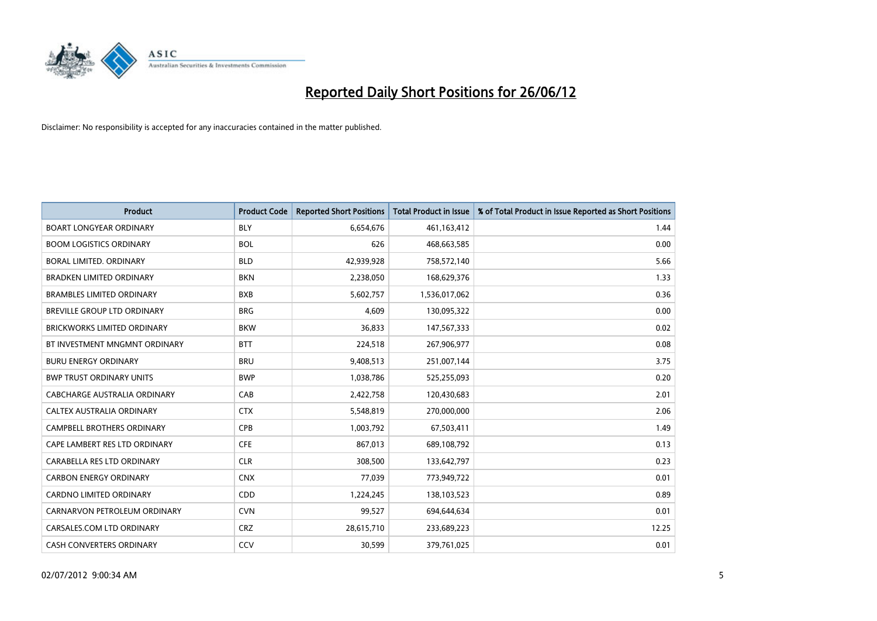# Reported Daily Short Positions for 26/06/12

Disclaimer: No responsibility is accepted for any inaccuracies contained in the matter published.

| Product | Product Code | Reported Short Positions | Total Product in Issue | % of Total Product in Issue Reported as Short Positions |
|---|---|---|---|---|
| BOART LONGYEAR ORDINARY | BLY | 6,654,676 | 461,163,412 | 1.44 |
| BOOM LOGISTICS ORDINARY | BOL | 626 | 468,663,585 | 0.00 |
| BORAL LIMITED. ORDINARY | BLD | 42,939,928 | 758,572,140 | 5.66 |
| BRADKEN LIMITED ORDINARY | BKN | 2,238,050 | 168,629,376 | 1.33 |
| BRAMBLES LIMITED ORDINARY | BXB | 5,602,757 | 1,536,017,062 | 0.36 |
| BREVILLE GROUP LTD ORDINARY | BRG | 4,609 | 130,095,322 | 0.00 |
| BRICKWORKS LIMITED ORDINARY | BKW | 36,833 | 147,567,333 | 0.02 |
| BT INVESTMENT MNGMNT ORDINARY | BTT | 224,518 | 267,906,977 | 0.08 |
| BURU ENERGY ORDINARY | BRU | 9,408,513 | 251,007,144 | 3.75 |
| BWP TRUST ORDINARY UNITS | BWP | 1,038,786 | 525,255,093 | 0.20 |
| CABCHARGE AUSTRALIA ORDINARY | CAB | 2,422,758 | 120,430,683 | 2.01 |
| CALTEX AUSTRALIA ORDINARY | CTX | 5,548,819 | 270,000,000 | 2.06 |
| CAMPBELL BROTHERS ORDINARY | CPB | 1,003,792 | 67,503,411 | 1.49 |
| CAPE LAMBERT RES LTD ORDINARY | CFE | 867,013 | 689,108,792 | 0.13 |
| CARABELLA RES LTD ORDINARY | CLR | 308,500 | 133,642,797 | 0.23 |
| CARBON ENERGY ORDINARY | CNX | 77,039 | 773,949,722 | 0.01 |
| CARDNO LIMITED ORDINARY | CDD | 1,224,245 | 138,103,523 | 0.89 |
| CARNARVON PETROLEUM ORDINARY | CVN | 99,527 | 694,644,634 | 0.01 |
| CARSALES.COM LTD ORDINARY | CRZ | 28,615,710 | 233,689,223 | 12.25 |
| CASH CONVERTERS ORDINARY | CCV | 30,599 | 379,761,025 | 0.01 |

02/07/2012 9:00:34 AM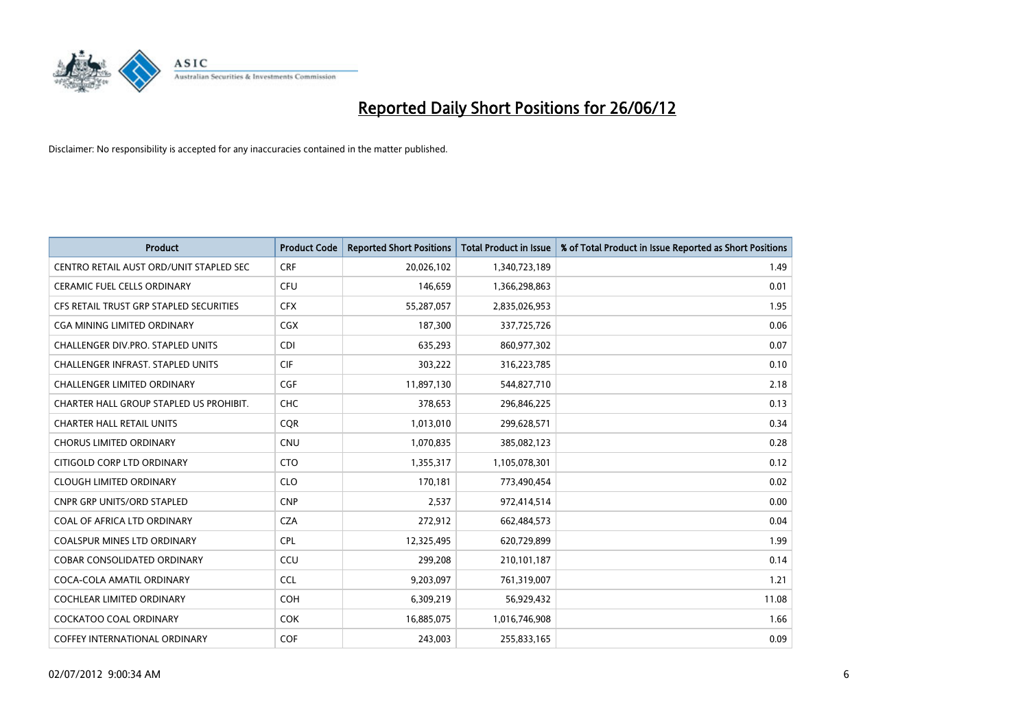# Reported Daily Short Positions for 26/06/12

Disclaimer: No responsibility is accepted for any inaccuracies contained in the matter published.

| Product | Product Code | Reported Short Positions | Total Product in Issue | % of Total Product in Issue Reported as Short Positions |
|---|---|---|---|---|
| CENTRO RETAIL AUST ORD/UNIT STAPLED SEC | CRF | 20,026,102 | 1,340,723,189 | 1.49 |
| CERAMIC FUEL CELLS ORDINARY | CFU | 146,659 | 1,366,298,863 | 0.01 |
| CFS RETAIL TRUST GRP STAPLED SECURITIES | CFX | 55,287,057 | 2,835,026,953 | 1.95 |
| CGA MINING LIMITED ORDINARY | CGX | 187,300 | 337,725,726 | 0.06 |
| CHALLENGER DIV.PRO. STAPLED UNITS | CDI | 635,293 | 860,977,302 | 0.07 |
| CHALLENGER INFRAST. STAPLED UNITS | CIF | 303,222 | 316,223,785 | 0.10 |
| CHALLENGER LIMITED ORDINARY | CGF | 11,897,130 | 544,827,710 | 2.18 |
| CHARTER HALL GROUP STAPLED US PROHIBIT. | CHC | 378,653 | 296,846,225 | 0.13 |
| CHARTER HALL RETAIL UNITS | CQR | 1,013,010 | 299,628,571 | 0.34 |
| CHORUS LIMITED ORDINARY | CNU | 1,070,835 | 385,082,123 | 0.28 |
| CITIGOLD CORP LTD ORDINARY | CTO | 1,355,317 | 1,105,078,301 | 0.12 |
| CLOUGH LIMITED ORDINARY | CLO | 170,181 | 773,490,454 | 0.02 |
| CNPR GRP UNITS/ORD STAPLED | CNP | 2,537 | 972,414,514 | 0.00 |
| COAL OF AFRICA LTD ORDINARY | CZA | 272,912 | 662,484,573 | 0.04 |
| COALSPUR MINES LTD ORDINARY | CPL | 12,325,495 | 620,729,899 | 1.99 |
| COBAR CONSOLIDATED ORDINARY | CCU | 299,208 | 210,101,187 | 0.14 |
| COCA-COLA AMATIL ORDINARY | CCL | 9,203,097 | 761,319,007 | 1.21 |
| COCHLEAR LIMITED ORDINARY | COH | 6,309,219 | 56,929,432 | 11.08 |
| COCKATOO COAL ORDINARY | COK | 16,885,075 | 1,016,746,908 | 1.66 |
| COFFEY INTERNATIONAL ORDINARY | COF | 243,003 | 255,833,165 | 0.09 |

02/07/2012 9:00:34 AM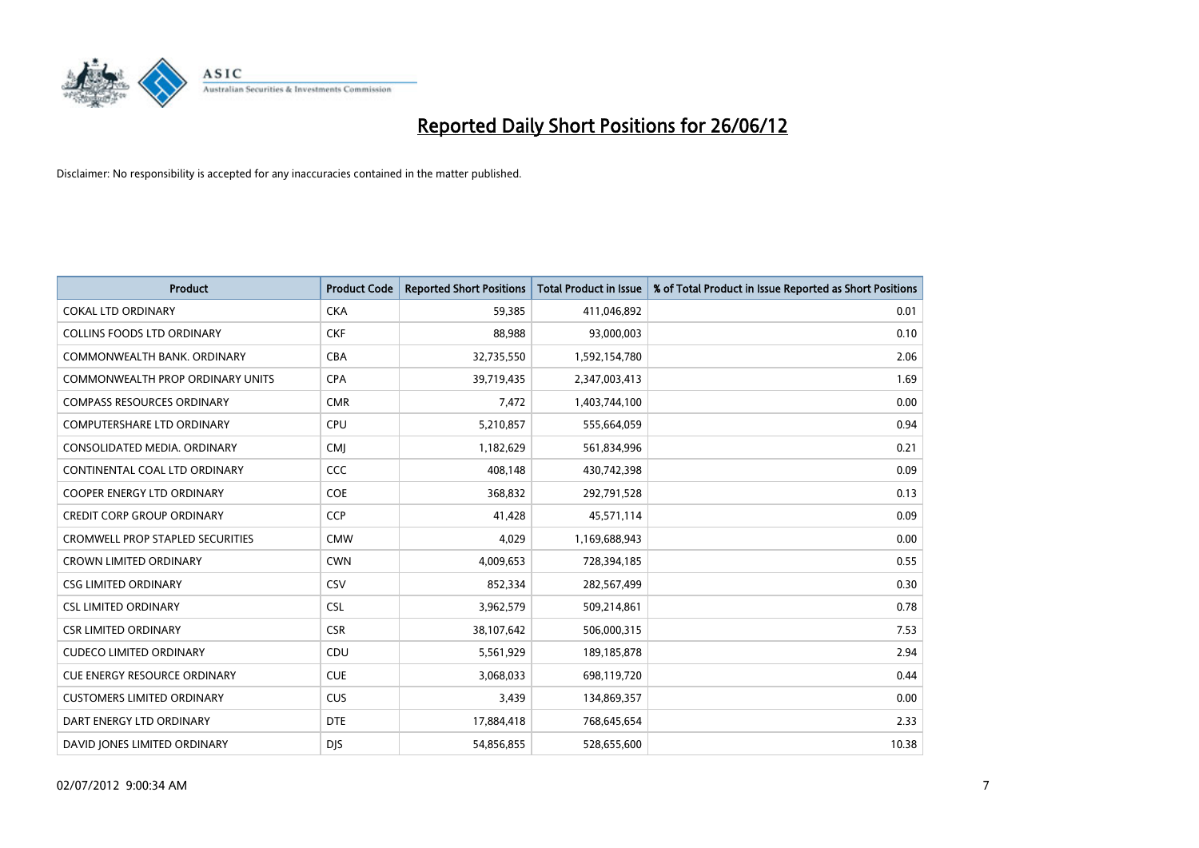# Reported Daily Short Positions for 26/06/12

Disclaimer: No responsibility is accepted for any inaccuracies contained in the matter published.

| Product | Product Code | Reported Short Positions | Total Product in Issue | % of Total Product in Issue Reported as Short Positions |
|---|---|---|---|---|
| COKAL LTD ORDINARY | CKA | 59,385 | 411,046,892 | 0.01 |
| COLLINS FOODS LTD ORDINARY | CKF | 88,988 | 93,000,003 | 0.10 |
| COMMONWEALTH BANK. ORDINARY | CBA | 32,735,550 | 1,592,154,780 | 2.06 |
| COMMONWEALTH PROP ORDINARY UNITS | CPA | 39,719,435 | 2,347,003,413 | 1.69 |
| COMPASS RESOURCES ORDINARY | CMR | 7,472 | 1,403,744,100 | 0.00 |
| COMPUTERSHARE LTD ORDINARY | CPU | 5,210,857 | 555,664,059 | 0.94 |
| CONSOLIDATED MEDIA. ORDINARY | CMJ | 1,182,629 | 561,834,996 | 0.21 |
| CONTINENTAL COAL LTD ORDINARY | CCC | 408,148 | 430,742,398 | 0.09 |
| COOPER ENERGY LTD ORDINARY | COE | 368,832 | 292,791,528 | 0.13 |
| CREDIT CORP GROUP ORDINARY | CCP | 41,428 | 45,571,114 | 0.09 |
| CROMWELL PROP STAPLED SECURITIES | CMW | 4,029 | 1,169,688,943 | 0.00 |
| CROWN LIMITED ORDINARY | CWN | 4,009,653 | 728,394,185 | 0.55 |
| CSG LIMITED ORDINARY | CSV | 852,334 | 282,567,499 | 0.30 |
| CSL LIMITED ORDINARY | CSL | 3,962,579 | 509,214,861 | 0.78 |
| CSR LIMITED ORDINARY | CSR | 38,107,642 | 506,000,315 | 7.53 |
| CUDECO LIMITED ORDINARY | CDU | 5,561,929 | 189,185,878 | 2.94 |
| CUE ENERGY RESOURCE ORDINARY | CUE | 3,068,033 | 698,119,720 | 0.44 |
| CUSTOMERS LIMITED ORDINARY | CUS | 3,439 | 134,869,357 | 0.00 |
| DART ENERGY LTD ORDINARY | DTE | 17,884,418 | 768,645,654 | 2.33 |
| DAVID JONES LIMITED ORDINARY | DJS | 54,856,855 | 528,655,600 | 10.38 |

02/07/2012 9:00:34 AM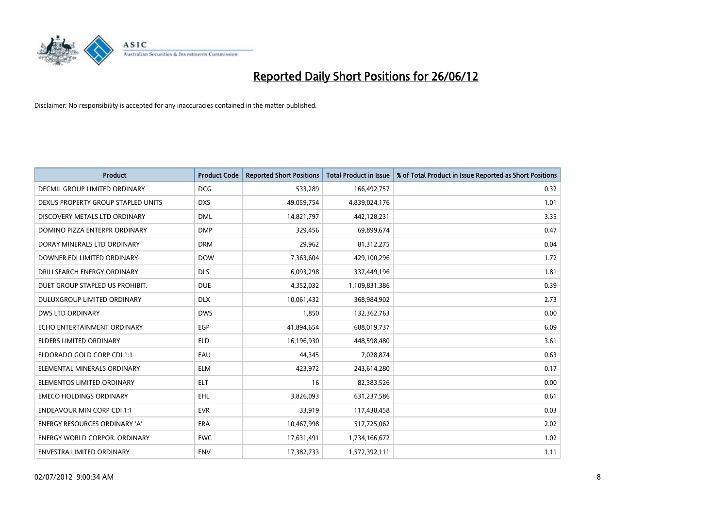# Reported Daily Short Positions for 26/06/12

Disclaimer: No responsibility is accepted for any inaccuracies contained in the matter published.

| Product | Product Code | Reported Short Positions | Total Product in Issue | % of Total Product in Issue Reported as Short Positions |
|---|---|---|---|---|
| DECMIL GROUP LIMITED ORDINARY | DCG | 533,289 | 166,492,757 | 0.32 |
| DEXUS PROPERTY GROUP STAPLED UNITS | DXS | 49,059,754 | 4,839,024,176 | 1.01 |
| DISCOVERY METALS LTD ORDINARY | DML | 14,821,797 | 442,128,231 | 3.35 |
| DOMINO PIZZA ENTERPR ORDINARY | DMP | 329,456 | 69,899,674 | 0.47 |
| DORAY MINERALS LTD ORDINARY | DRM | 29,962 | 81,312,275 | 0.04 |
| DOWNER EDI LIMITED ORDINARY | DOW | 7,363,604 | 429,100,296 | 1.72 |
| DRILLSEARCH ENERGY ORDINARY | DLS | 6,093,298 | 337,449,196 | 1.81 |
| DUET GROUP STAPLED US PROHIBIT. | DUE | 4,352,032 | 1,109,831,386 | 0.39 |
| DULUXGROUP LIMITED ORDINARY | DLX | 10,061,432 | 368,984,902 | 2.73 |
| DWS LTD ORDINARY | DWS | 1,850 | 132,362,763 | 0.00 |
| ECHO ENTERTAINMENT ORDINARY | EGP | 41,894,654 | 688,019,737 | 6.09 |
| ELDERS LIMITED ORDINARY | ELD | 16,196,930 | 448,598,480 | 3.61 |
| ELDORADO GOLD CORP CDI 1:1 | EAU | 44,345 | 7,028,874 | 0.63 |
| ELEMENTAL MINERALS ORDINARY | ELM | 423,972 | 243,614,280 | 0.17 |
| ELEMENTOS LIMITED ORDINARY | ELT | 16 | 82,383,526 | 0.00 |
| EMECO HOLDINGS ORDINARY | EHL | 3,826,093 | 631,237,586 | 0.61 |
| ENDEAVOUR MIN CORP CDI 1:1 | EVR | 33,919 | 117,438,458 | 0.03 |
| ENERGY RESOURCES ORDINARY 'A' | ERA | 10,467,998 | 517,725,062 | 2.02 |
| ENERGY WORLD CORPOR. ORDINARY | EWC | 17,631,491 | 1,734,166,672 | 1.02 |
| ENVESTRA LIMITED ORDINARY | ENV | 17,382,733 | 1,572,392,111 | 1.11 |

02/07/2012 9:00:34 AM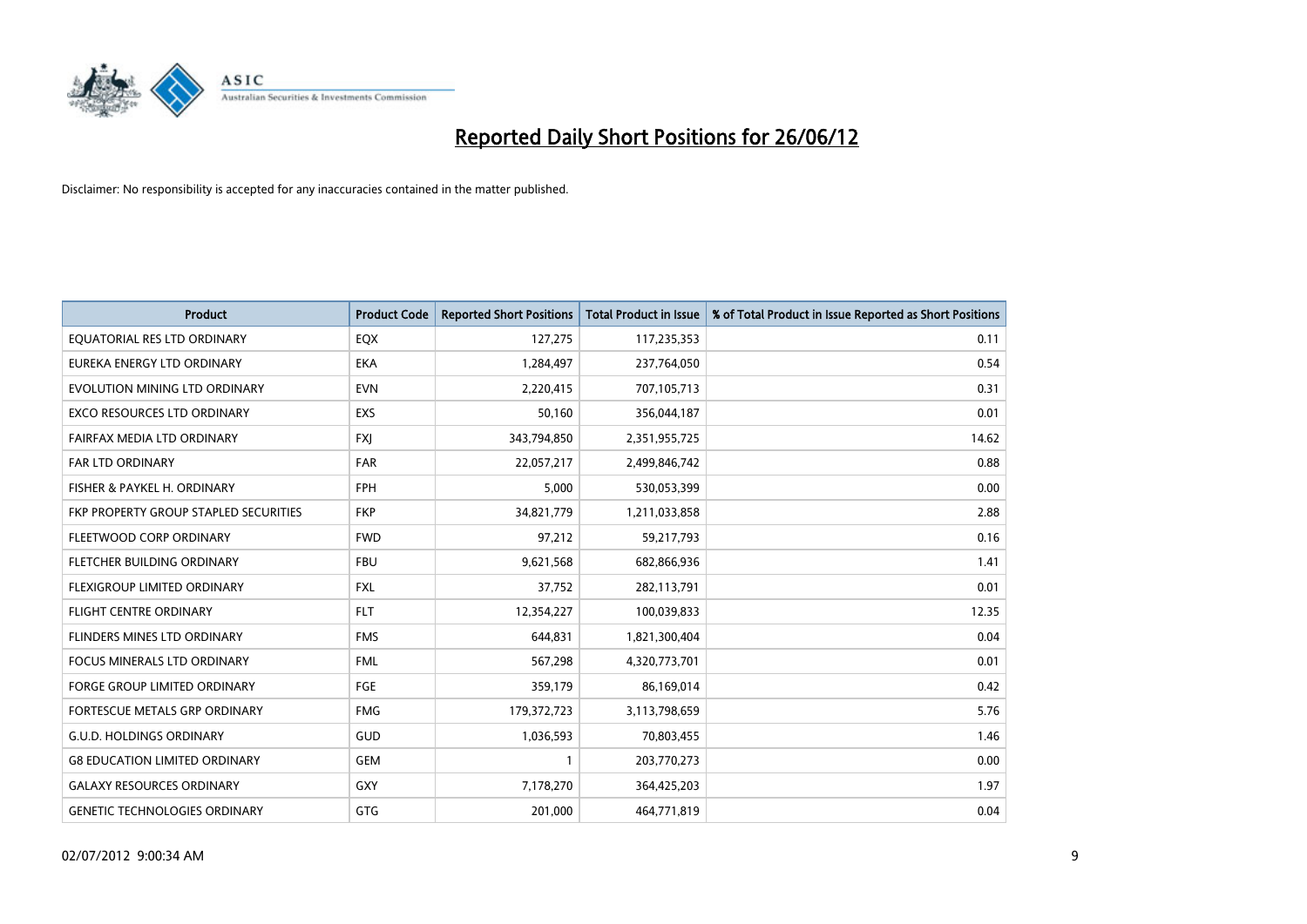# Reported Daily Short Positions for 26/06/12

Disclaimer: No responsibility is accepted for any inaccuracies contained in the matter published.

| Product | Product Code | Reported Short Positions | Total Product in Issue | % of Total Product in Issue Reported as Short Positions |
|---|---|---|---|---|
| EQUATORIAL RES LTD ORDINARY | EQX | 127,275 | 117,235,353 | 0.11 |
| EUREKA ENERGY LTD ORDINARY | EKA | 1,284,497 | 237,764,050 | 0.54 |
| EVOLUTION MINING LTD ORDINARY | EVN | 2,220,415 | 707,105,713 | 0.31 |
| EXCO RESOURCES LTD ORDINARY | EXS | 50,160 | 356,044,187 | 0.01 |
| FAIRFAX MEDIA LTD ORDINARY | FXJ | 343,794,850 | 2,351,955,725 | 14.62 |
| FAR LTD ORDINARY | FAR | 22,057,217 | 2,499,846,742 | 0.88 |
| FISHER & PAYKEL H. ORDINARY | FPH | 5,000 | 530,053,399 | 0.00 |
| FKP PROPERTY GROUP STAPLED SECURITIES | FKP | 34,821,779 | 1,211,033,858 | 2.88 |
| FLEETWOOD CORP ORDINARY | FWD | 97,212 | 59,217,793 | 0.16 |
| FLETCHER BUILDING ORDINARY | FBU | 9,621,568 | 682,866,936 | 1.41 |
| FLEXIGROUP LIMITED ORDINARY | FXL | 37,752 | 282,113,791 | 0.01 |
| FLIGHT CENTRE ORDINARY | FLT | 12,354,227 | 100,039,833 | 12.35 |
| FLINDERS MINES LTD ORDINARY | FMS | 644,831 | 1,821,300,404 | 0.04 |
| FOCUS MINERALS LTD ORDINARY | FML | 567,298 | 4,320,773,701 | 0.01 |
| FORGE GROUP LIMITED ORDINARY | FGE | 359,179 | 86,169,014 | 0.42 |
| FORTESCUE METALS GRP ORDINARY | FMG | 179,372,723 | 3,113,798,659 | 5.76 |
| G.U.D. HOLDINGS ORDINARY | GUD | 1,036,593 | 70,803,455 | 1.46 |
| G8 EDUCATION LIMITED ORDINARY | GEM | 1 | 203,770,273 | 0.00 |
| GALAXY RESOURCES ORDINARY | GXY | 7,178,270 | 364,425,203 | 1.97 |
| GENETIC TECHNOLOGIES ORDINARY | GTG | 201,000 | 464,771,819 | 0.04 |

02/07/2012 9:00:34 AM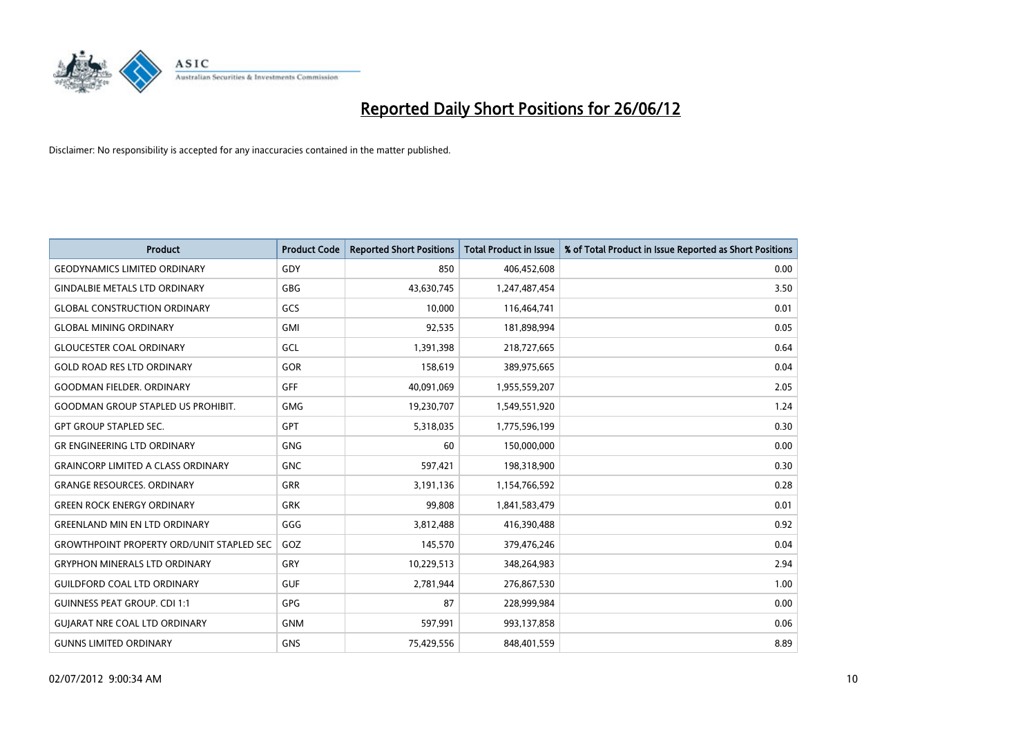# Reported Daily Short Positions for 26/06/12

Disclaimer: No responsibility is accepted for any inaccuracies contained in the matter published.

| Product | Product Code | Reported Short Positions | Total Product in Issue | % of Total Product in Issue Reported as Short Positions |
|---|---|---|---|---|
| GEODYNAMICS LIMITED ORDINARY | GDY | 850 | 406,452,608 | 0.00 |
| GINDALBIE METALS LTD ORDINARY | GBG | 43,630,745 | 1,247,487,454 | 3.50 |
| GLOBAL CONSTRUCTION ORDINARY | GCS | 10,000 | 116,464,741 | 0.01 |
| GLOBAL MINING ORDINARY | GMI | 92,535 | 181,898,994 | 0.05 |
| GLOUCESTER COAL ORDINARY | GCL | 1,391,398 | 218,727,665 | 0.64 |
| GOLD ROAD RES LTD ORDINARY | GOR | 158,619 | 389,975,665 | 0.04 |
| GOODMAN FIELDER. ORDINARY | GFF | 40,091,069 | 1,955,559,207 | 2.05 |
| GOODMAN GROUP STAPLED US PROHIBIT. | GMG | 19,230,707 | 1,549,551,920 | 1.24 |
| GPT GROUP STAPLED SEC. | GPT | 5,318,035 | 1,775,596,199 | 0.30 |
| GR ENGINEERING LTD ORDINARY | GNG | 60 | 150,000,000 | 0.00 |
| GRAINCORP LIMITED A CLASS ORDINARY | GNC | 597,421 | 198,318,900 | 0.30 |
| GRANGE RESOURCES. ORDINARY | GRR | 3,191,136 | 1,154,766,592 | 0.28 |
| GREEN ROCK ENERGY ORDINARY | GRK | 99,808 | 1,841,583,479 | 0.01 |
| GREENLAND MIN EN LTD ORDINARY | GGG | 3,812,488 | 416,390,488 | 0.92 |
| GROWTHPOINT PROPERTY ORD/UNIT STAPLED SEC | GOZ | 145,570 | 379,476,246 | 0.04 |
| GRYPHON MINERALS LTD ORDINARY | GRY | 10,229,513 | 348,264,983 | 2.94 |
| GUILDFORD COAL LTD ORDINARY | GUF | 2,781,944 | 276,867,530 | 1.00 |
| GUINNESS PEAT GROUP. CDI 1:1 | GPG | 87 | 228,999,984 | 0.00 |
| GUJARAT NRE COAL LTD ORDINARY | GNM | 597,991 | 993,137,858 | 0.06 |
| GUNNS LIMITED ORDINARY | GNS | 75,429,556 | 848,401,559 | 8.89 |

02/07/2012 9:00:34 AM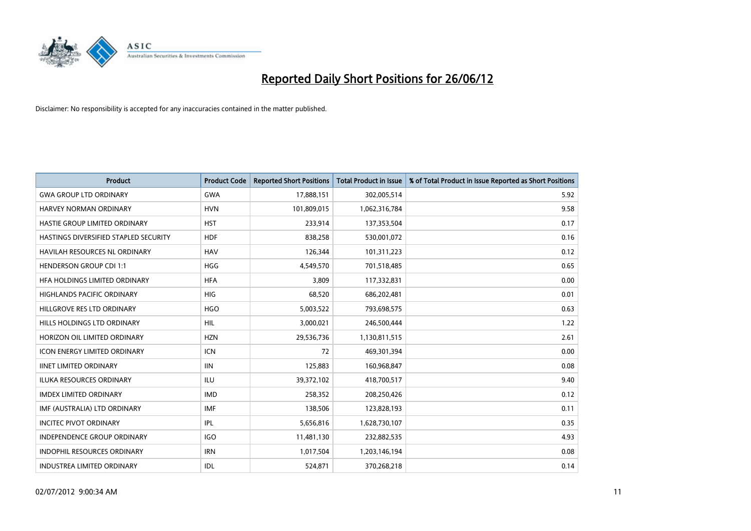# Reported Daily Short Positions for 26/06/12

Disclaimer: No responsibility is accepted for any inaccuracies contained in the matter published.

| Product | Product Code | Reported Short Positions | Total Product in Issue | % of Total Product in Issue Reported as Short Positions |
|---|---|---|---|---|
| GWA GROUP LTD ORDINARY | GWA | 17,888,151 | 302,005,514 | 5.92 |
| HARVEY NORMAN ORDINARY | HVN | 101,809,015 | 1,062,316,784 | 9.58 |
| HASTIE GROUP LIMITED ORDINARY | HST | 233,914 | 137,353,504 | 0.17 |
| HASTINGS DIVERSIFIED STAPLED SECURITY | HDF | 838,258 | 530,001,072 | 0.16 |
| HAVILAH RESOURCES NL ORDINARY | HAV | 126,344 | 101,311,223 | 0.12 |
| HENDERSON GROUP CDI 1:1 | HGG | 4,549,570 | 701,518,485 | 0.65 |
| HFA HOLDINGS LIMITED ORDINARY | HFA | 3,809 | 117,332,831 | 0.00 |
| HIGHLANDS PACIFIC ORDINARY | HIG | 68,520 | 686,202,481 | 0.01 |
| HILLGROVE RES LTD ORDINARY | HGO | 5,003,522 | 793,698,575 | 0.63 |
| HILLS HOLDINGS LTD ORDINARY | HIL | 3,000,021 | 246,500,444 | 1.22 |
| HORIZON OIL LIMITED ORDINARY | HZN | 29,536,736 | 1,130,811,515 | 2.61 |
| ICON ENERGY LIMITED ORDINARY | ICN | 72 | 469,301,394 | 0.00 |
| IINET LIMITED ORDINARY | IIN | 125,883 | 160,968,847 | 0.08 |
| ILUKA RESOURCES ORDINARY | ILU | 39,372,102 | 418,700,517 | 9.40 |
| IMDEX LIMITED ORDINARY | IMD | 258,352 | 208,250,426 | 0.12 |
| IMF (AUSTRALIA) LTD ORDINARY | IMF | 138,506 | 123,828,193 | 0.11 |
| INCITEC PIVOT ORDINARY | IPL | 5,656,816 | 1,628,730,107 | 0.35 |
| INDEPENDENCE GROUP ORDINARY | IGO | 11,481,130 | 232,882,535 | 4.93 |
| INDOPHIL RESOURCES ORDINARY | IRN | 1,017,504 | 1,203,146,194 | 0.08 |
| INDUSTREA LIMITED ORDINARY | IDL | 524,871 | 370,268,218 | 0.14 |

02/07/2012 9:00:34 AM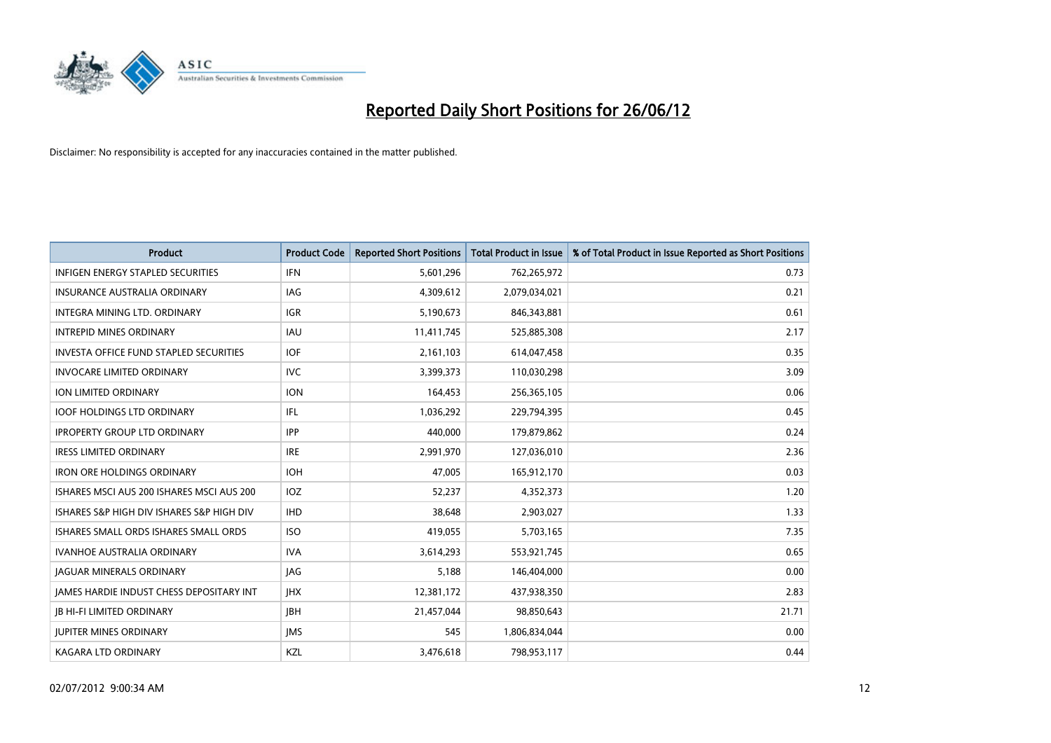# Reported Daily Short Positions for 26/06/12

Disclaimer: No responsibility is accepted for any inaccuracies contained in the matter published.

| Product | Product Code | Reported Short Positions | Total Product in Issue | % of Total Product in Issue Reported as Short Positions |
|---|---|---|---|---|
| INFIGEN ENERGY STAPLED SECURITIES | IFN | 5,601,296 | 762,265,972 | 0.73 |
| INSURANCE AUSTRALIA ORDINARY | IAG | 4,309,612 | 2,079,034,021 | 0.21 |
| INTEGRA MINING LTD. ORDINARY | IGR | 5,190,673 | 846,343,881 | 0.61 |
| INTREPID MINES ORDINARY | IAU | 11,411,745 | 525,885,308 | 2.17 |
| INVESTA OFFICE FUND STAPLED SECURITIES | IOF | 2,161,103 | 614,047,458 | 0.35 |
| INVOCARE LIMITED ORDINARY | IVC | 3,399,373 | 110,030,298 | 3.09 |
| ION LIMITED ORDINARY | ION | 164,453 | 256,365,105 | 0.06 |
| IOOF HOLDINGS LTD ORDINARY | IFL | 1,036,292 | 229,794,395 | 0.45 |
| IPROPERTY GROUP LTD ORDINARY | IPP | 440,000 | 179,879,862 | 0.24 |
| IRESS LIMITED ORDINARY | IRE | 2,991,970 | 127,036,010 | 2.36 |
| IRON ORE HOLDINGS ORDINARY | IOH | 47,005 | 165,912,170 | 0.03 |
| ISHARES MSCI AUS 200 ISHARES MSCI AUS 200 | IOZ | 52,237 | 4,352,373 | 1.20 |
| ISHARES S&P HIGH DIV ISHARES S&P HIGH DIV | IHD | 38,648 | 2,903,027 | 1.33 |
| ISHARES SMALL ORDS ISHARES SMALL ORDS | ISO | 419,055 | 5,703,165 | 7.35 |
| IVANHOE AUSTRALIA ORDINARY | IVA | 3,614,293 | 553,921,745 | 0.65 |
| JAGUAR MINERALS ORDINARY | JAG | 5,188 | 146,404,000 | 0.00 |
| JAMES HARDIE INDUST CHESS DEPOSITARY INT | JHX | 12,381,172 | 437,938,350 | 2.83 |
| JB HI-FI LIMITED ORDINARY | JBH | 21,457,044 | 98,850,643 | 21.71 |
| JUPITER MINES ORDINARY | JMS | 545 | 1,806,834,044 | 0.00 |
| KAGARA LTD ORDINARY | KZL | 3,476,618 | 798,953,117 | 0.44 |

02/07/2012 9:00:34 AM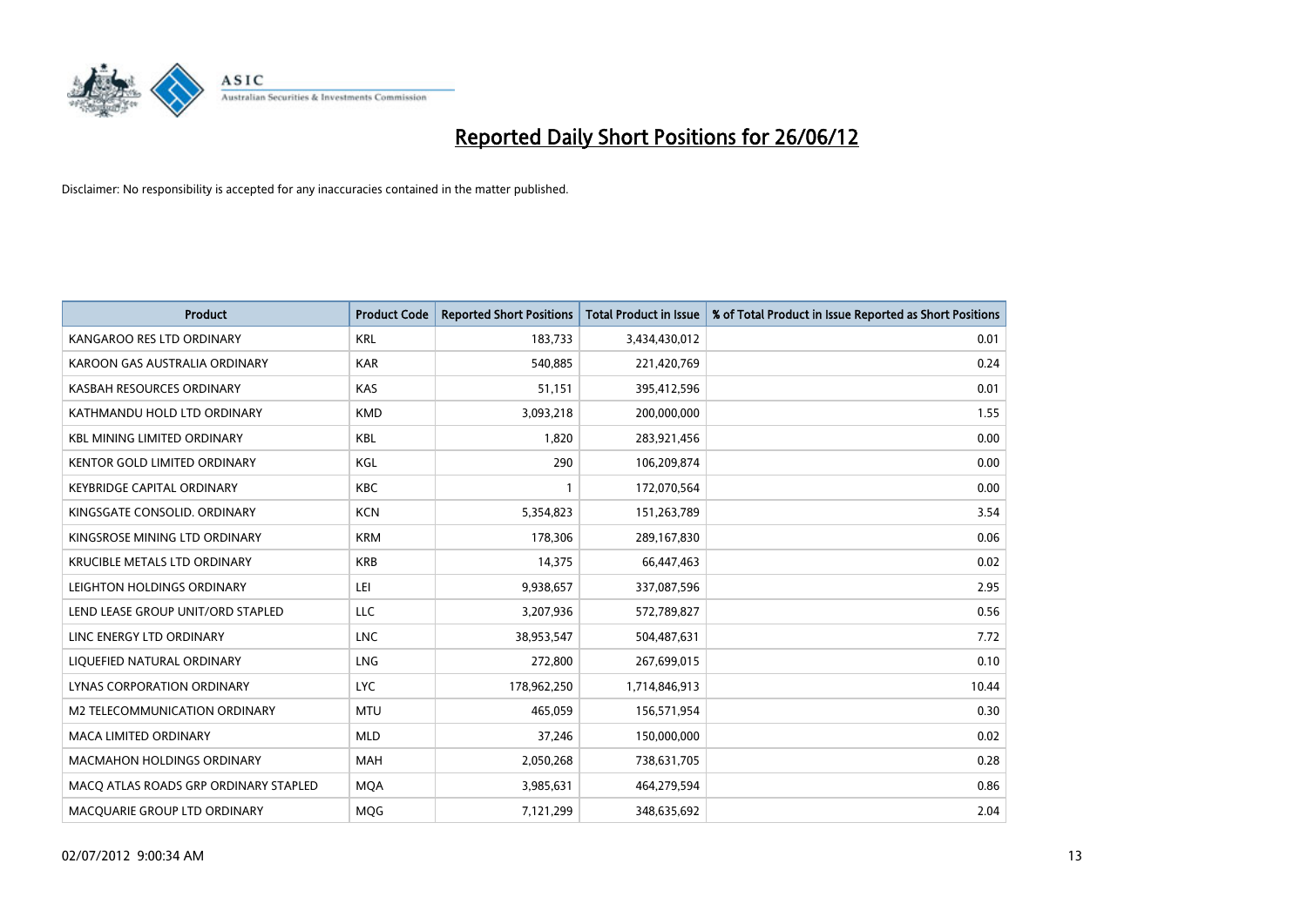# Reported Daily Short Positions for 26/06/12

Disclaimer: No responsibility is accepted for any inaccuracies contained in the matter published.

| Product | Product Code | Reported Short Positions | Total Product in Issue | % of Total Product in Issue Reported as Short Positions |
|---|---|---|---|---|
| KANGAROO RES LTD ORDINARY | KRL | 183,733 | 3,434,430,012 | 0.01 |
| KAROON GAS AUSTRALIA ORDINARY | KAR | 540,885 | 221,420,769 | 0.24 |
| KASBAH RESOURCES ORDINARY | KAS | 51,151 | 395,412,596 | 0.01 |
| KATHMANDU HOLD LTD ORDINARY | KMD | 3,093,218 | 200,000,000 | 1.55 |
| KBL MINING LIMITED ORDINARY | KBL | 1,820 | 283,921,456 | 0.00 |
| KENTOR GOLD LIMITED ORDINARY | KGL | 290 | 106,209,874 | 0.00 |
| KEYBRIDGE CAPITAL ORDINARY | KBC | 1 | 172,070,564 | 0.00 |
| KINGSGATE CONSOLID. ORDINARY | KCN | 5,354,823 | 151,263,789 | 3.54 |
| KINGSROSE MINING LTD ORDINARY | KRM | 178,306 | 289,167,830 | 0.06 |
| KRUCIBLE METALS LTD ORDINARY | KRB | 14,375 | 66,447,463 | 0.02 |
| LEIGHTON HOLDINGS ORDINARY | LEI | 9,938,657 | 337,087,596 | 2.95 |
| LEND LEASE GROUP UNIT/ORD STAPLED | LLC | 3,207,936 | 572,789,827 | 0.56 |
| LINC ENERGY LTD ORDINARY | LNC | 38,953,547 | 504,487,631 | 7.72 |
| LIQUEFIED NATURAL ORDINARY | LNG | 272,800 | 267,699,015 | 0.10 |
| LYNAS CORPORATION ORDINARY | LYC | 178,962,250 | 1,714,846,913 | 10.44 |
| M2 TELECOMMUNICATION ORDINARY | MTU | 465,059 | 156,571,954 | 0.30 |
| MACA LIMITED ORDINARY | MLD | 37,246 | 150,000,000 | 0.02 |
| MACMAHON HOLDINGS ORDINARY | MAH | 2,050,268 | 738,631,705 | 0.28 |
| MACQ ATLAS ROADS GRP ORDINARY STAPLED | MQA | 3,985,631 | 464,279,594 | 0.86 |
| MACQUARIE GROUP LTD ORDINARY | MQG | 7,121,299 | 348,635,692 | 2.04 |

02/07/2012 9:00:34 AM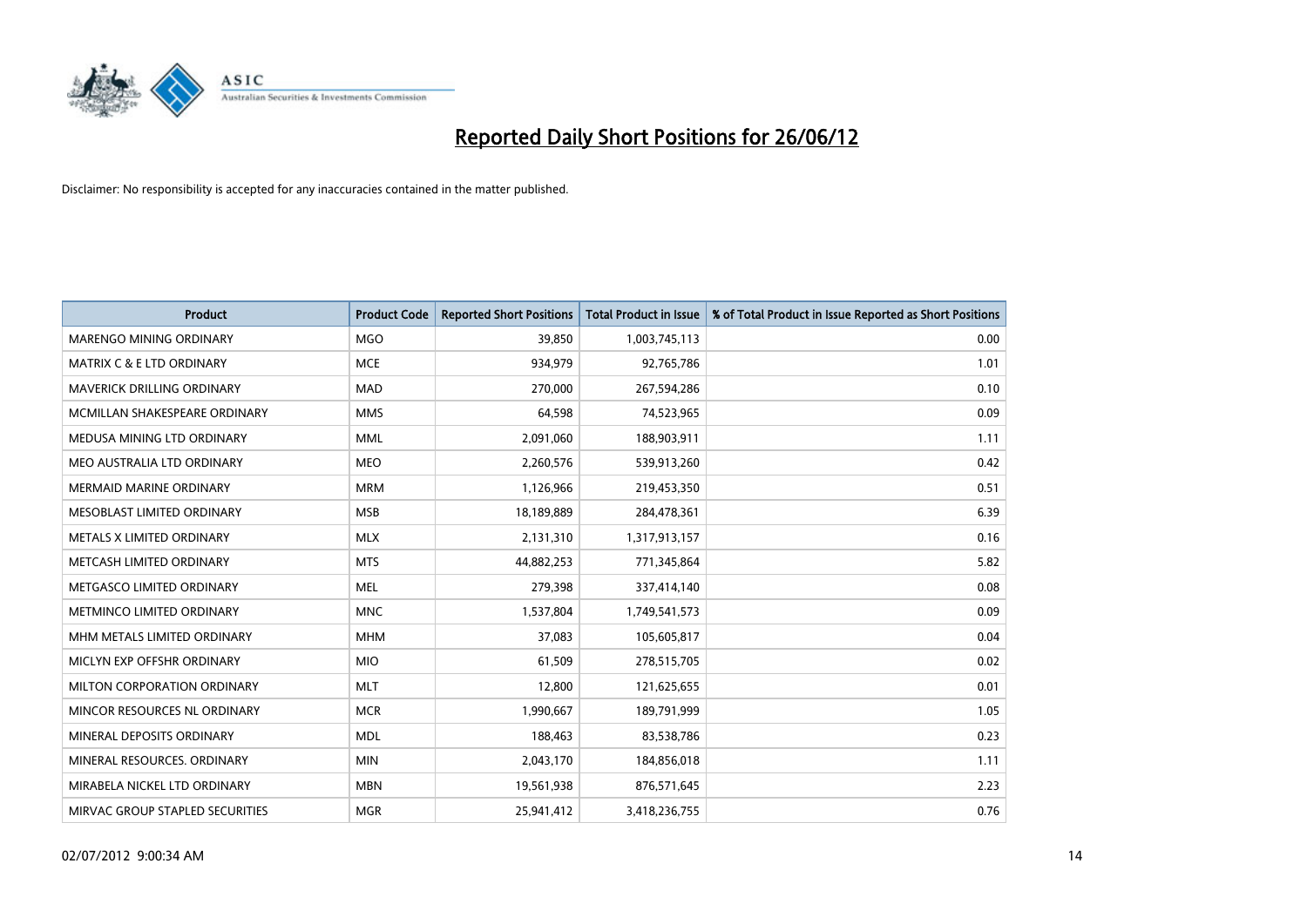# Reported Daily Short Positions for 26/06/12

Disclaimer: No responsibility is accepted for any inaccuracies contained in the matter published.

| Product | Product Code | Reported Short Positions | Total Product in Issue | % of Total Product in Issue Reported as Short Positions |
|---|---|---|---|---|
| MARENGO MINING ORDINARY | MGO | 39,850 | 1,003,745,113 | 0.00 |
| MATRIX C & E LTD ORDINARY | MCE | 934,979 | 92,765,786 | 1.01 |
| MAVERICK DRILLING ORDINARY | MAD | 270,000 | 267,594,286 | 0.10 |
| MCMILLAN SHAKESPEARE ORDINARY | MMS | 64,598 | 74,523,965 | 0.09 |
| MEDUSA MINING LTD ORDINARY | MML | 2,091,060 | 188,903,911 | 1.11 |
| MEO AUSTRALIA LTD ORDINARY | MEO | 2,260,576 | 539,913,260 | 0.42 |
| MERMAID MARINE ORDINARY | MRM | 1,126,966 | 219,453,350 | 0.51 |
| MESOBLAST LIMITED ORDINARY | MSB | 18,189,889 | 284,478,361 | 6.39 |
| METALS X LIMITED ORDINARY | MLX | 2,131,310 | 1,317,913,157 | 0.16 |
| METCASH LIMITED ORDINARY | MTS | 44,882,253 | 771,345,864 | 5.82 |
| METGASCO LIMITED ORDINARY | MEL | 279,398 | 337,414,140 | 0.08 |
| METMINCO LIMITED ORDINARY | MNC | 1,537,804 | 1,749,541,573 | 0.09 |
| MHM METALS LIMITED ORDINARY | MHM | 37,083 | 105,605,817 | 0.04 |
| MICLYN EXP OFFSHR ORDINARY | MIO | 61,509 | 278,515,705 | 0.02 |
| MILTON CORPORATION ORDINARY | MLT | 12,800 | 121,625,655 | 0.01 |
| MINCOR RESOURCES NL ORDINARY | MCR | 1,990,667 | 189,791,999 | 1.05 |
| MINERAL DEPOSITS ORDINARY | MDL | 188,463 | 83,538,786 | 0.23 |
| MINERAL RESOURCES. ORDINARY | MIN | 2,043,170 | 184,856,018 | 1.11 |
| MIRABELA NICKEL LTD ORDINARY | MBN | 19,561,938 | 876,571,645 | 2.23 |
| MIRVAC GROUP STAPLED SECURITIES | MGR | 25,941,412 | 3,418,236,755 | 0.76 |

02/07/2012 9:00:34 AM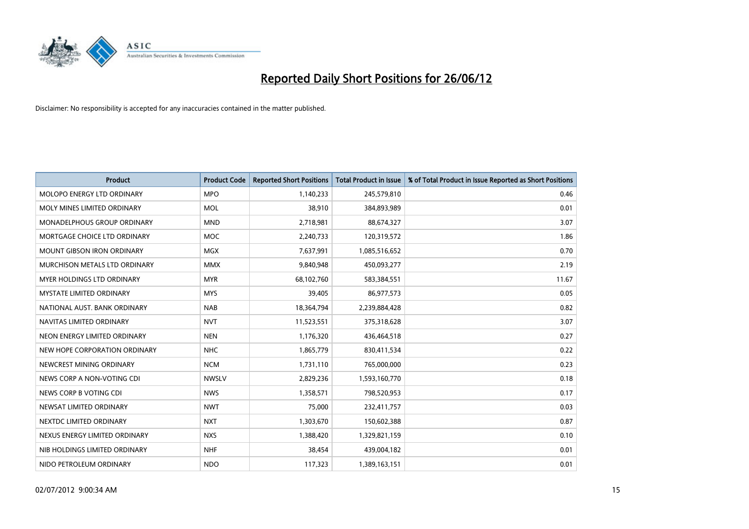# Reported Daily Short Positions for 26/06/12

Disclaimer: No responsibility is accepted for any inaccuracies contained in the matter published.

| Product | Product Code | Reported Short Positions | Total Product in Issue | % of Total Product in Issue Reported as Short Positions |
|---|---|---|---|---|
| MOLOPO ENERGY LTD ORDINARY | MPO | 1,140,233 | 245,579,810 | 0.46 |
| MOLY MINES LIMITED ORDINARY | MOL | 38,910 | 384,893,989 | 0.01 |
| MONADELPHOUS GROUP ORDINARY | MND | 2,718,981 | 88,674,327 | 3.07 |
| MORTGAGE CHOICE LTD ORDINARY | MOC | 2,240,733 | 120,319,572 | 1.86 |
| MOUNT GIBSON IRON ORDINARY | MGX | 7,637,991 | 1,085,516,652 | 0.70 |
| MURCHISON METALS LTD ORDINARY | MMX | 9,840,948 | 450,093,277 | 2.19 |
| MYER HOLDINGS LTD ORDINARY | MYR | 68,102,760 | 583,384,551 | 11.67 |
| MYSTATE LIMITED ORDINARY | MYS | 39,405 | 86,977,573 | 0.05 |
| NATIONAL AUST. BANK ORDINARY | NAB | 18,364,794 | 2,239,884,428 | 0.82 |
| NAVITAS LIMITED ORDINARY | NVT | 11,523,551 | 375,318,628 | 3.07 |
| NEON ENERGY LIMITED ORDINARY | NEN | 1,176,320 | 436,464,518 | 0.27 |
| NEW HOPE CORPORATION ORDINARY | NHC | 1,865,779 | 830,411,534 | 0.22 |
| NEWCREST MINING ORDINARY | NCM | 1,731,110 | 765,000,000 | 0.23 |
| NEWS CORP A NON-VOTING CDI | NWSLV | 2,829,236 | 1,593,160,770 | 0.18 |
| NEWS CORP B VOTING CDI | NWS | 1,358,571 | 798,520,953 | 0.17 |
| NEWSAT LIMITED ORDINARY | NWT | 75,000 | 232,411,757 | 0.03 |
| NEXTDC LIMITED ORDINARY | NXT | 1,303,670 | 150,602,388 | 0.87 |
| NEXUS ENERGY LIMITED ORDINARY | NXS | 1,388,420 | 1,329,821,159 | 0.10 |
| NIB HOLDINGS LIMITED ORDINARY | NHF | 38,454 | 439,004,182 | 0.01 |
| NIDO PETROLEUM ORDINARY | NDO | 117,323 | 1,389,163,151 | 0.01 |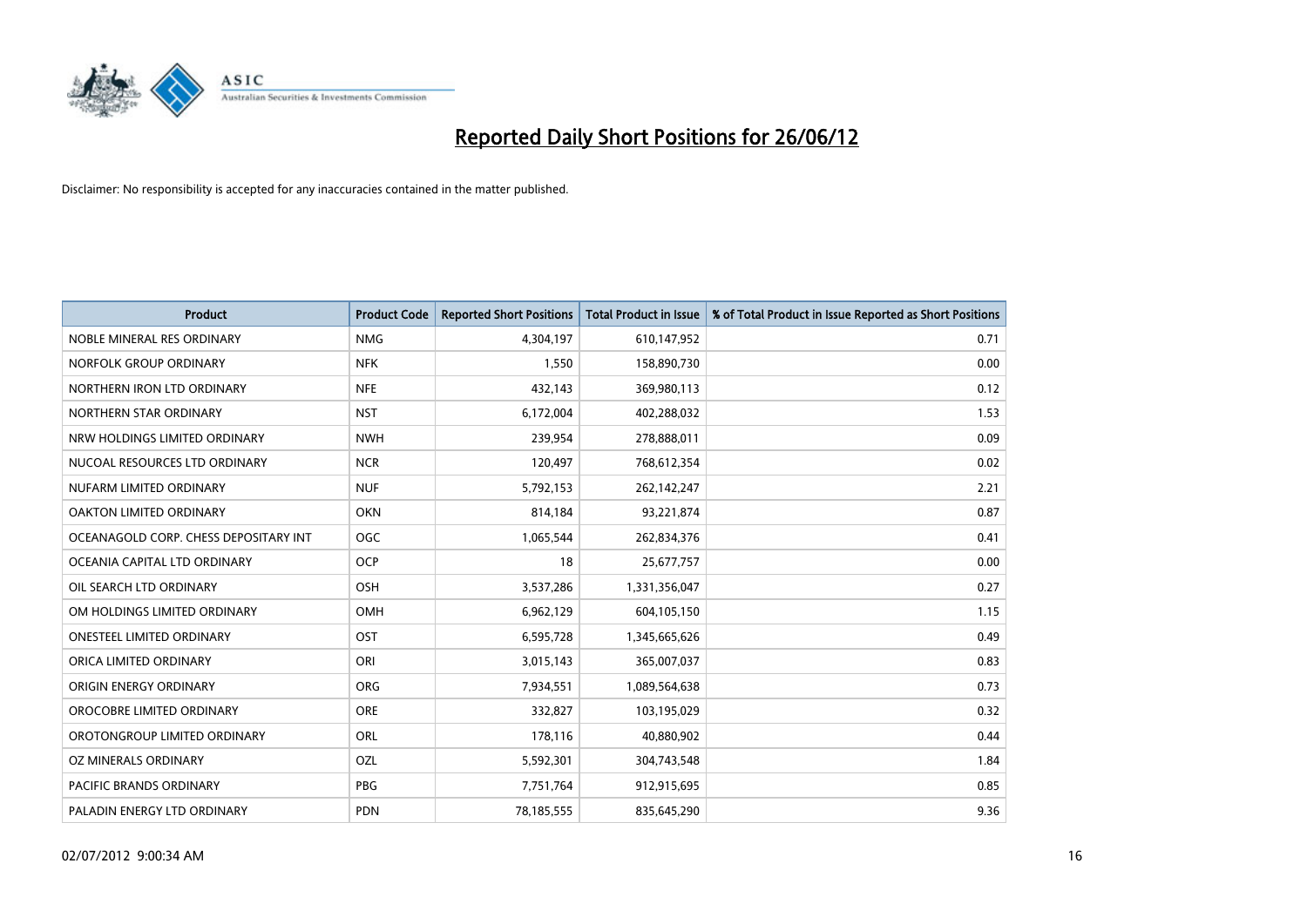# Reported Daily Short Positions for 26/06/12

Disclaimer: No responsibility is accepted for any inaccuracies contained in the matter published.

| Product | Product Code | Reported Short Positions | Total Product in Issue | % of Total Product in Issue Reported as Short Positions |
|---|---|---|---|---|
| NOBLE MINERAL RES ORDINARY | NMG | 4,304,197 | 610,147,952 | 0.71 |
| NORFOLK GROUP ORDINARY | NFK | 1,550 | 158,890,730 | 0.00 |
| NORTHERN IRON LTD ORDINARY | NFE | 432,143 | 369,980,113 | 0.12 |
| NORTHERN STAR ORDINARY | NST | 6,172,004 | 402,288,032 | 1.53 |
| NRW HOLDINGS LIMITED ORDINARY | NWH | 239,954 | 278,888,011 | 0.09 |
| NUCOAL RESOURCES LTD ORDINARY | NCR | 120,497 | 768,612,354 | 0.02 |
| NUFARM LIMITED ORDINARY | NUF | 5,792,153 | 262,142,247 | 2.21 |
| OAKTON LIMITED ORDINARY | OKN | 814,184 | 93,221,874 | 0.87 |
| OCEANAGOLD CORP. CHESS DEPOSITARY INT | OGC | 1,065,544 | 262,834,376 | 0.41 |
| OCEANIA CAPITAL LTD ORDINARY | OCP | 18 | 25,677,757 | 0.00 |
| OIL SEARCH LTD ORDINARY | OSH | 3,537,286 | 1,331,356,047 | 0.27 |
| OM HOLDINGS LIMITED ORDINARY | OMH | 6,962,129 | 604,105,150 | 1.15 |
| ONESTEEL LIMITED ORDINARY | OST | 6,595,728 | 1,345,665,626 | 0.49 |
| ORICA LIMITED ORDINARY | ORI | 3,015,143 | 365,007,037 | 0.83 |
| ORIGIN ENERGY ORDINARY | ORG | 7,934,551 | 1,089,564,638 | 0.73 |
| OROCOBRE LIMITED ORDINARY | ORE | 332,827 | 103,195,029 | 0.32 |
| OROTONGROUP LIMITED ORDINARY | ORL | 178,116 | 40,880,902 | 0.44 |
| OZ MINERALS ORDINARY | OZL | 5,592,301 | 304,743,548 | 1.84 |
| PACIFIC BRANDS ORDINARY | PBG | 7,751,764 | 912,915,695 | 0.85 |
| PALADIN ENERGY LTD ORDINARY | PDN | 78,185,555 | 835,645,290 | 9.36 |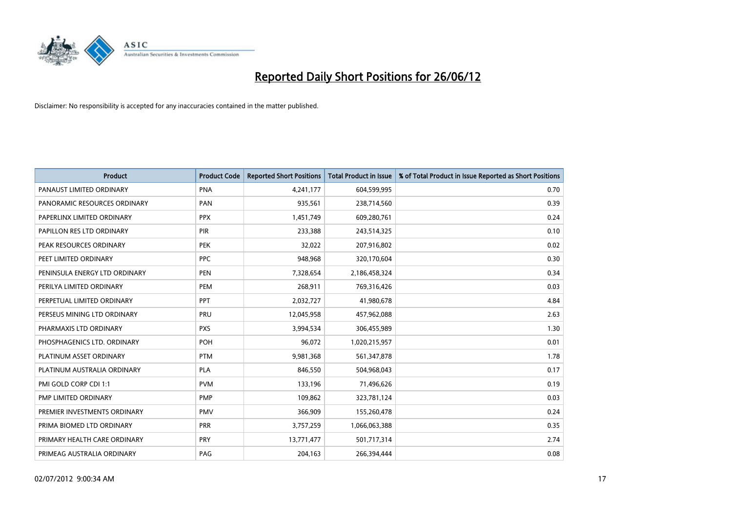# Reported Daily Short Positions for 26/06/12

Disclaimer: No responsibility is accepted for any inaccuracies contained in the matter published.

| Product | Product Code | Reported Short Positions | Total Product in Issue | % of Total Product in Issue Reported as Short Positions |
| --- | --- | --- | --- | --- |
| PANAUST LIMITED ORDINARY | PNA | 4,241,177 | 604,599,995 | 0.70 |
| PANORAMIC RESOURCES ORDINARY | PAN | 935,561 | 238,714,560 | 0.39 |
| PAPERLINX LIMITED ORDINARY | PPX | 1,451,749 | 609,280,761 | 0.24 |
| PAPILLON RES LTD ORDINARY | PIR | 233,388 | 243,514,325 | 0.10 |
| PEAK RESOURCES ORDINARY | PEK | 32,022 | 207,916,802 | 0.02 |
| PEET LIMITED ORDINARY | PPC | 948,968 | 320,170,604 | 0.30 |
| PENINSULA ENERGY LTD ORDINARY | PEN | 7,328,654 | 2,186,458,324 | 0.34 |
| PERILYA LIMITED ORDINARY | PEM | 268,911 | 769,316,426 | 0.03 |
| PERPETUAL LIMITED ORDINARY | PPT | 2,032,727 | 41,980,678 | 4.84 |
| PERSEUS MINING LTD ORDINARY | PRU | 12,045,958 | 457,962,088 | 2.63 |
| PHARMAXIS LTD ORDINARY | PXS | 3,994,534 | 306,455,989 | 1.30 |
| PHOSPHAGENICS LTD. ORDINARY | POH | 96,072 | 1,020,215,957 | 0.01 |
| PLATINUM ASSET ORDINARY | PTM | 9,981,368 | 561,347,878 | 1.78 |
| PLATINUM AUSTRALIA ORDINARY | PLA | 846,550 | 504,968,043 | 0.17 |
| PMI GOLD CORP CDI 1:1 | PVM | 133,196 | 71,496,626 | 0.19 |
| PMP LIMITED ORDINARY | PMP | 109,862 | 323,781,124 | 0.03 |
| PREMIER INVESTMENTS ORDINARY | PMV | 366,909 | 155,260,478 | 0.24 |
| PRIMA BIOMED LTD ORDINARY | PRR | 3,757,259 | 1,066,063,388 | 0.35 |
| PRIMARY HEALTH CARE ORDINARY | PRY | 13,771,477 | 501,717,314 | 2.74 |
| PRIMEAG AUSTRALIA ORDINARY | PAG | 204,163 | 266,394,444 | 0.08 |

02/07/2012 9:00:34 AM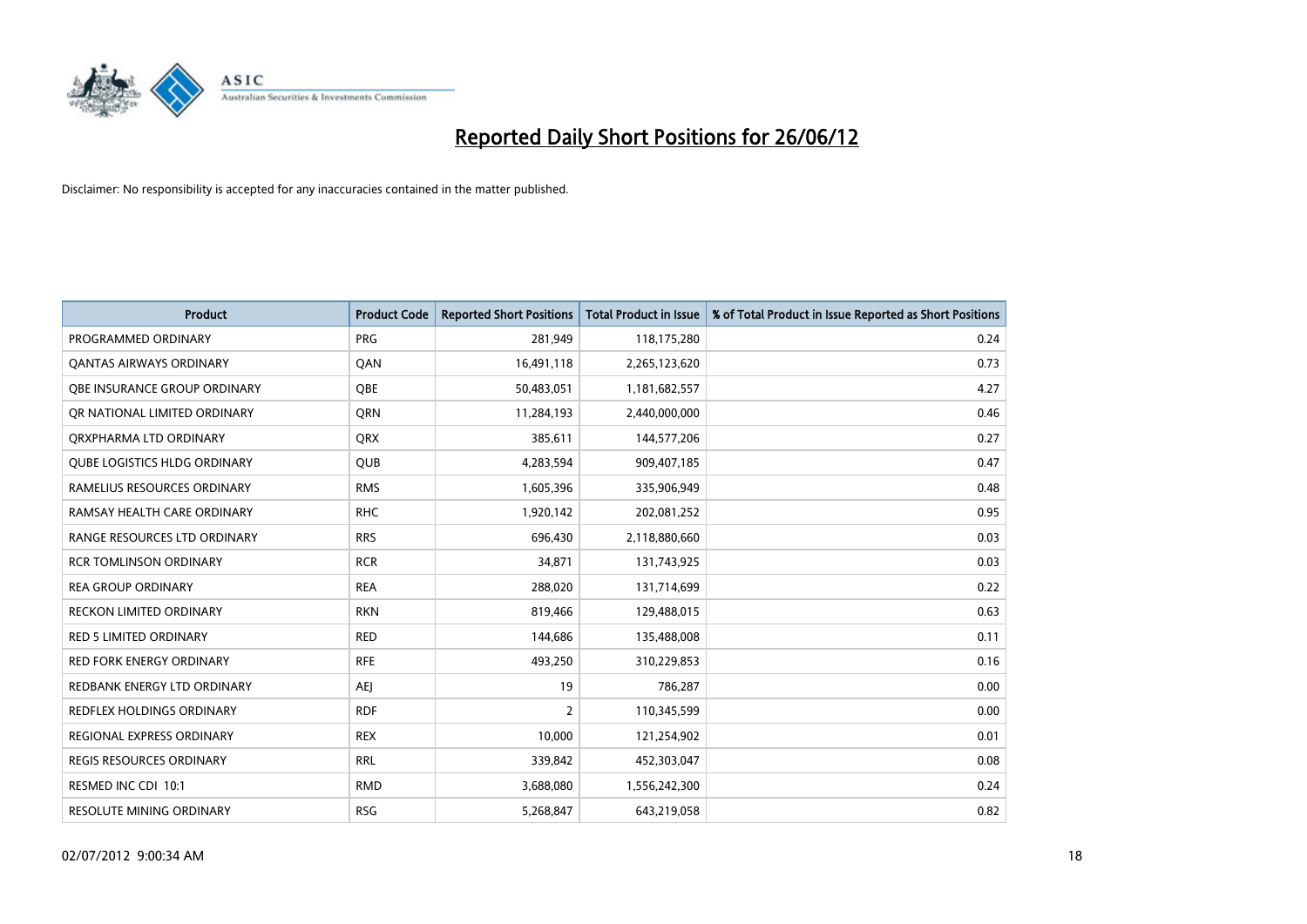# Reported Daily Short Positions for 26/06/12

Disclaimer: No responsibility is accepted for any inaccuracies contained in the matter published.

| Product | Product Code | Reported Short Positions | Total Product in Issue | % of Total Product in Issue Reported as Short Positions |
|---|---|---|---|---|
| PROGRAMMED ORDINARY | PRG | 281,949 | 118,175,280 | 0.24 |
| QANTAS AIRWAYS ORDINARY | QAN | 16,491,118 | 2,265,123,620 | 0.73 |
| QBE INSURANCE GROUP ORDINARY | QBE | 50,483,051 | 1,181,682,557 | 4.27 |
| QR NATIONAL LIMITED ORDINARY | QRN | 11,284,193 | 2,440,000,000 | 0.46 |
| QRXPHARMA LTD ORDINARY | QRX | 385,611 | 144,577,206 | 0.27 |
| QUBE LOGISTICS HLDG ORDINARY | QUB | 4,283,594 | 909,407,185 | 0.47 |
| RAMELIUS RESOURCES ORDINARY | RMS | 1,605,396 | 335,906,949 | 0.48 |
| RAMSAY HEALTH CARE ORDINARY | RHC | 1,920,142 | 202,081,252 | 0.95 |
| RANGE RESOURCES LTD ORDINARY | RRS | 696,430 | 2,118,880,660 | 0.03 |
| RCR TOMLINSON ORDINARY | RCR | 34,871 | 131,743,925 | 0.03 |
| REA GROUP ORDINARY | REA | 288,020 | 131,714,699 | 0.22 |
| RECKON LIMITED ORDINARY | RKN | 819,466 | 129,488,015 | 0.63 |
| RED 5 LIMITED ORDINARY | RED | 144,686 | 135,488,008 | 0.11 |
| RED FORK ENERGY ORDINARY | RFE | 493,250 | 310,229,853 | 0.16 |
| REDBANK ENERGY LTD ORDINARY | AEJ | 19 | 786,287 | 0.00 |
| REDFLEX HOLDINGS ORDINARY | RDF | 2 | 110,345,599 | 0.00 |
| REGIONAL EXPRESS ORDINARY | REX | 10,000 | 121,254,902 | 0.01 |
| REGIS RESOURCES ORDINARY | RRL | 339,842 | 452,303,047 | 0.08 |
| RESMED INC CDI 10:1 | RMD | 3,688,080 | 1,556,242,300 | 0.24 |
| RESOLUTE MINING ORDINARY | RSG | 5,268,847 | 643,219,058 | 0.82 |

02/07/2012 9:00:34 AM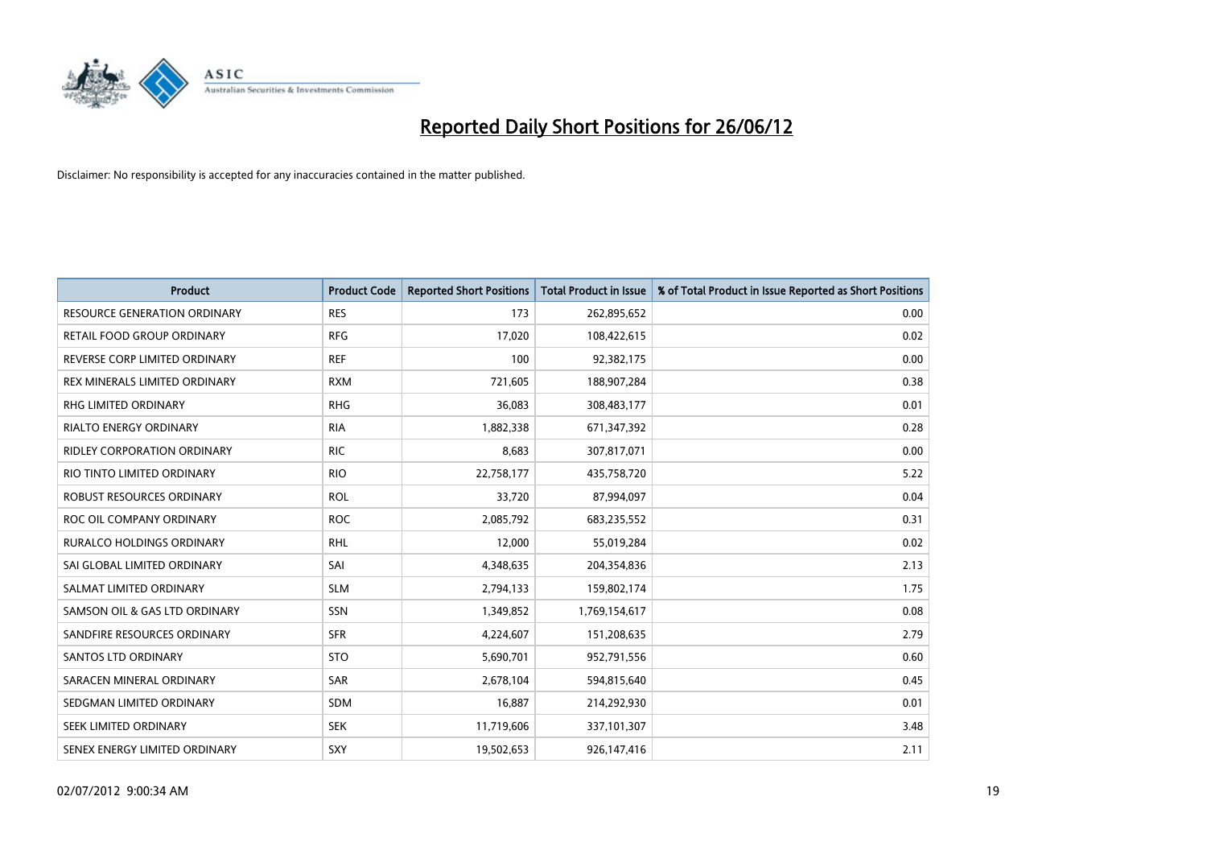# Reported Daily Short Positions for 26/06/12

Disclaimer: No responsibility is accepted for any inaccuracies contained in the matter published.

| Product | Product Code | Reported Short Positions | Total Product in Issue | % of Total Product in Issue Reported as Short Positions |
| --- | --- | --- | --- | --- |
| RESOURCE GENERATION ORDINARY | RES | 173 | 262,895,652 | 0.00 |
| RETAIL FOOD GROUP ORDINARY | RFG | 17,020 | 108,422,615 | 0.02 |
| REVERSE CORP LIMITED ORDINARY | REF | 100 | 92,382,175 | 0.00 |
| REX MINERALS LIMITED ORDINARY | RXM | 721,605 | 188,907,284 | 0.38 |
| RHG LIMITED ORDINARY | RHG | 36,083 | 308,483,177 | 0.01 |
| RIALTO ENERGY ORDINARY | RIA | 1,882,338 | 671,347,392 | 0.28 |
| RIDLEY CORPORATION ORDINARY | RIC | 8,683 | 307,817,071 | 0.00 |
| RIO TINTO LIMITED ORDINARY | RIO | 22,758,177 | 435,758,720 | 5.22 |
| ROBUST RESOURCES ORDINARY | ROL | 33,720 | 87,994,097 | 0.04 |
| ROC OIL COMPANY ORDINARY | ROC | 2,085,792 | 683,235,552 | 0.31 |
| RURALCO HOLDINGS ORDINARY | RHL | 12,000 | 55,019,284 | 0.02 |
| SAI GLOBAL LIMITED ORDINARY | SAI | 4,348,635 | 204,354,836 | 2.13 |
| SALMAT LIMITED ORDINARY | SLM | 2,794,133 | 159,802,174 | 1.75 |
| SAMSON OIL & GAS LTD ORDINARY | SSN | 1,349,852 | 1,769,154,617 | 0.08 |
| SANDFIRE RESOURCES ORDINARY | SFR | 4,224,607 | 151,208,635 | 2.79 |
| SANTOS LTD ORDINARY | STO | 5,690,701 | 952,791,556 | 0.60 |
| SARACEN MINERAL ORDINARY | SAR | 2,678,104 | 594,815,640 | 0.45 |
| SEDGMAN LIMITED ORDINARY | SDM | 16,887 | 214,292,930 | 0.01 |
| SEEK LIMITED ORDINARY | SEK | 11,719,606 | 337,101,307 | 3.48 |
| SENEX ENERGY LIMITED ORDINARY | SXY | 19,502,653 | 926,147,416 | 2.11 |

02/07/2012 9:00:34 AM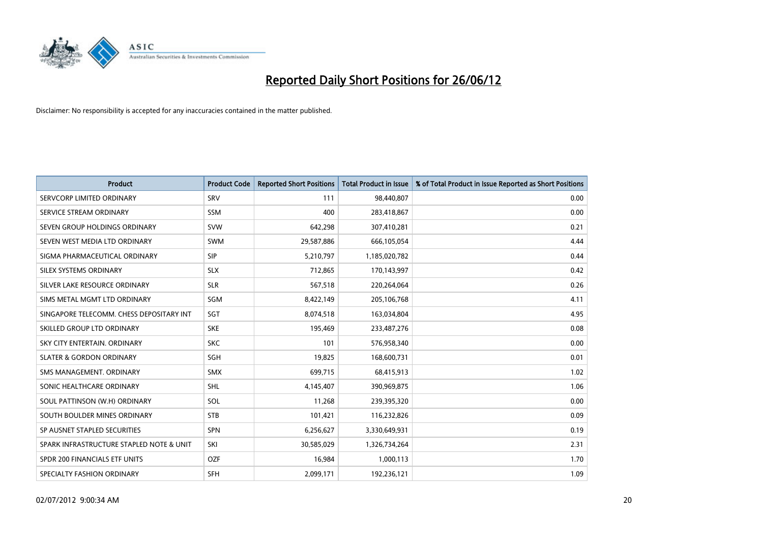# Reported Daily Short Positions for 26/06/12

Disclaimer: No responsibility is accepted for any inaccuracies contained in the matter published.

| Product | Product Code | Reported Short Positions | Total Product in Issue | % of Total Product in Issue Reported as Short Positions |
|---|---|---|---|---|
| SERVCORP LIMITED ORDINARY | SRV | 111 | 98,440,807 | 0.00 |
| SERVICE STREAM ORDINARY | SSM | 400 | 283,418,867 | 0.00 |
| SEVEN GROUP HOLDINGS ORDINARY | SVW | 642,298 | 307,410,281 | 0.21 |
| SEVEN WEST MEDIA LTD ORDINARY | SWM | 29,587,886 | 666,105,054 | 4.44 |
| SIGMA PHARMACEUTICAL ORDINARY | SIP | 5,210,797 | 1,185,020,782 | 0.44 |
| SILEX SYSTEMS ORDINARY | SLX | 712,865 | 170,143,997 | 0.42 |
| SILVER LAKE RESOURCE ORDINARY | SLR | 567,518 | 220,264,064 | 0.26 |
| SIMS METAL MGMT LTD ORDINARY | SGM | 8,422,149 | 205,106,768 | 4.11 |
| SINGAPORE TELECOMM. CHESS DEPOSITARY INT | SGT | 8,074,518 | 163,034,804 | 4.95 |
| SKILLED GROUP LTD ORDINARY | SKE | 195,469 | 233,487,276 | 0.08 |
| SKY CITY ENTERTAIN. ORDINARY | SKC | 101 | 576,958,340 | 0.00 |
| SLATER & GORDON ORDINARY | SGH | 19,825 | 168,600,731 | 0.01 |
| SMS MANAGEMENT. ORDINARY | SMX | 699,715 | 68,415,913 | 1.02 |
| SONIC HEALTHCARE ORDINARY | SHL | 4,145,407 | 390,969,875 | 1.06 |
| SOUL PATTINSON (W.H) ORDINARY | SOL | 11,268 | 239,395,320 | 0.00 |
| SOUTH BOULDER MINES ORDINARY | STB | 101,421 | 116,232,826 | 0.09 |
| SP AUSNET STAPLED SECURITIES | SPN | 6,256,627 | 3,330,649,931 | 0.19 |
| SPARK INFRASTRUCTURE STAPLED NOTE & UNIT | SKI | 30,585,029 | 1,326,734,264 | 2.31 |
| SPDR 200 FINANCIALS ETF UNITS | OZF | 16,984 | 1,000,113 | 1.70 |
| SPECIALTY FASHION ORDINARY | SFH | 2,099,171 | 192,236,121 | 1.09 |

02/07/2012 9:00:34 AM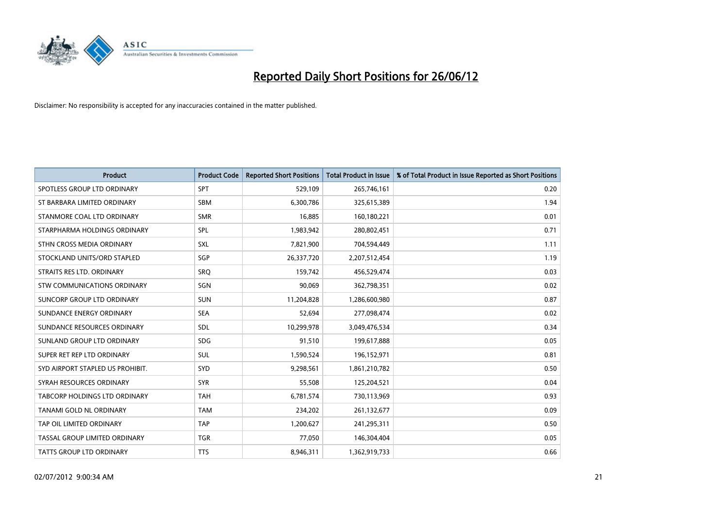# Reported Daily Short Positions for 26/06/12

Disclaimer: No responsibility is accepted for any inaccuracies contained in the matter published.

| Product | Product Code | Reported Short Positions | Total Product in Issue | % of Total Product in Issue Reported as Short Positions |
|---|---|---|---|---|
| SPOTLESS GROUP LTD ORDINARY | SPT | 529,109 | 265,746,161 | 0.20 |
| ST BARBARA LIMITED ORDINARY | SBM | 6,300,786 | 325,615,389 | 1.94 |
| STANMORE COAL LTD ORDINARY | SMR | 16,885 | 160,180,221 | 0.01 |
| STARPHARMA HOLDINGS ORDINARY | SPL | 1,983,942 | 280,802,451 | 0.71 |
| STHN CROSS MEDIA ORDINARY | SXL | 7,821,900 | 704,594,449 | 1.11 |
| STOCKLAND UNITS/ORD STAPLED | SGP | 26,337,720 | 2,207,512,454 | 1.19 |
| STRAITS RES LTD. ORDINARY | SRQ | 159,742 | 456,529,474 | 0.03 |
| STW COMMUNICATIONS ORDINARY | SGN | 90,069 | 362,798,351 | 0.02 |
| SUNCORP GROUP LTD ORDINARY | SUN | 11,204,828 | 1,286,600,980 | 0.87 |
| SUNDANCE ENERGY ORDINARY | SEA | 52,694 | 277,098,474 | 0.02 |
| SUNDANCE RESOURCES ORDINARY | SDL | 10,299,978 | 3,049,476,534 | 0.34 |
| SUNLAND GROUP LTD ORDINARY | SDG | 91,510 | 199,617,888 | 0.05 |
| SUPER RET REP LTD ORDINARY | SUL | 1,590,524 | 196,152,971 | 0.81 |
| SYD AIRPORT STAPLED US PROHIBIT. | SYD | 9,298,561 | 1,861,210,782 | 0.50 |
| SYRAH RESOURCES ORDINARY | SYR | 55,508 | 125,204,521 | 0.04 |
| TABCORP HOLDINGS LTD ORDINARY | TAH | 6,781,574 | 730,113,969 | 0.93 |
| TANAMI GOLD NL ORDINARY | TAM | 234,202 | 261,132,677 | 0.09 |
| TAP OIL LIMITED ORDINARY | TAP | 1,200,627 | 241,295,311 | 0.50 |
| TASSAL GROUP LIMITED ORDINARY | TGR | 77,050 | 146,304,404 | 0.05 |
| TATTS GROUP LTD ORDINARY | TTS | 8,946,311 | 1,362,919,733 | 0.66 |

02/07/2012 9:00:34 AM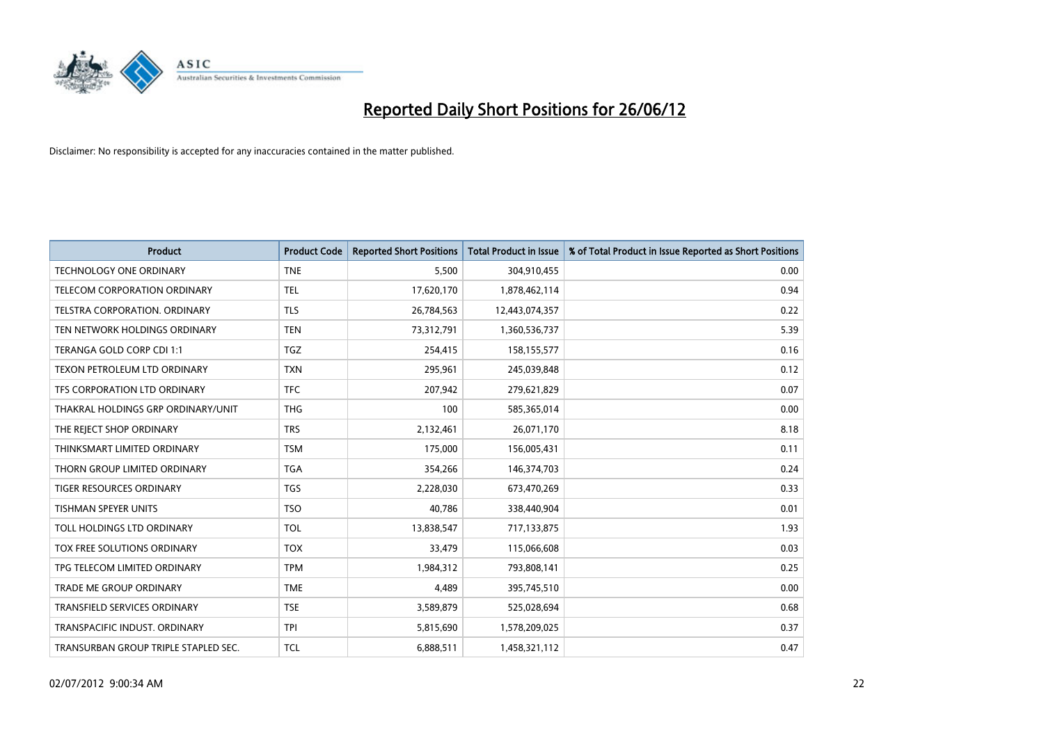# Reported Daily Short Positions for 26/06/12

Disclaimer: No responsibility is accepted for any inaccuracies contained in the matter published.

| Product | Product Code | Reported Short Positions | Total Product in Issue | % of Total Product in Issue Reported as Short Positions |
|---|---|---|---|---|
| TECHNOLOGY ONE ORDINARY | TNE | 5,500 | 304,910,455 | 0.00 |
| TELECOM CORPORATION ORDINARY | TEL | 17,620,170 | 1,878,462,114 | 0.94 |
| TELSTRA CORPORATION. ORDINARY | TLS | 26,784,563 | 12,443,074,357 | 0.22 |
| TEN NETWORK HOLDINGS ORDINARY | TEN | 73,312,791 | 1,360,536,737 | 5.39 |
| TERANGA GOLD CORP CDI 1:1 | TGZ | 254,415 | 158,155,577 | 0.16 |
| TEXON PETROLEUM LTD ORDINARY | TXN | 295,961 | 245,039,848 | 0.12 |
| TFS CORPORATION LTD ORDINARY | TFC | 207,942 | 279,621,829 | 0.07 |
| THAKRAL HOLDINGS GRP ORDINARY/UNIT | THG | 100 | 585,365,014 | 0.00 |
| THE REJECT SHOP ORDINARY | TRS | 2,132,461 | 26,071,170 | 8.18 |
| THINKSMART LIMITED ORDINARY | TSM | 175,000 | 156,005,431 | 0.11 |
| THORN GROUP LIMITED ORDINARY | TGA | 354,266 | 146,374,703 | 0.24 |
| TIGER RESOURCES ORDINARY | TGS | 2,228,030 | 673,470,269 | 0.33 |
| TISHMAN SPEYER UNITS | TSO | 40,786 | 338,440,904 | 0.01 |
| TOLL HOLDINGS LTD ORDINARY | TOL | 13,838,547 | 717,133,875 | 1.93 |
| TOX FREE SOLUTIONS ORDINARY | TOX | 33,479 | 115,066,608 | 0.03 |
| TPG TELECOM LIMITED ORDINARY | TPM | 1,984,312 | 793,808,141 | 0.25 |
| TRADE ME GROUP ORDINARY | TME | 4,489 | 395,745,510 | 0.00 |
| TRANSFIELD SERVICES ORDINARY | TSE | 3,589,879 | 525,028,694 | 0.68 |
| TRANSPACIFIC INDUST. ORDINARY | TPI | 5,815,690 | 1,578,209,025 | 0.37 |
| TRANSURBAN GROUP TRIPLE STAPLED SEC. | TCL | 6,888,511 | 1,458,321,112 | 0.47 |

02/07/2012 9:00:34 AM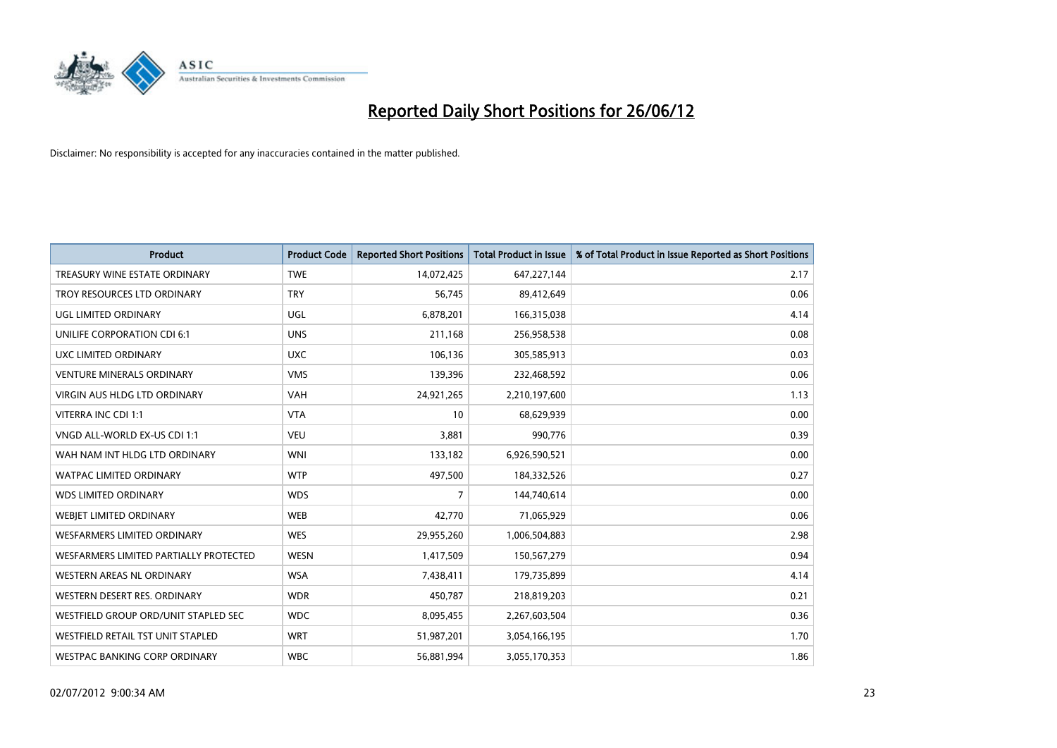# Reported Daily Short Positions for 26/06/12

Disclaimer: No responsibility is accepted for any inaccuracies contained in the matter published.

| Product | Product Code | Reported Short Positions | Total Product in Issue | % of Total Product in Issue Reported as Short Positions |
|---|---|---|---|---|
| TREASURY WINE ESTATE ORDINARY | TWE | 14,072,425 | 647,227,144 | 2.17 |
| TROY RESOURCES LTD ORDINARY | TRY | 56,745 | 89,412,649 | 0.06 |
| UGL LIMITED ORDINARY | UGL | 6,878,201 | 166,315,038 | 4.14 |
| UNILIFE CORPORATION CDI 6:1 | UNS | 211,168 | 256,958,538 | 0.08 |
| UXC LIMITED ORDINARY | UXC | 106,136 | 305,585,913 | 0.03 |
| VENTURE MINERALS ORDINARY | VMS | 139,396 | 232,468,592 | 0.06 |
| VIRGIN AUS HLDG LTD ORDINARY | VAH | 24,921,265 | 2,210,197,600 | 1.13 |
| VITERRA INC CDI 1:1 | VTA | 10 | 68,629,939 | 0.00 |
| VNGD ALL-WORLD EX-US CDI 1:1 | VEU | 3,881 | 990,776 | 0.39 |
| WAH NAM INT HLDG LTD ORDINARY | WNI | 133,182 | 6,926,590,521 | 0.00 |
| WATPAC LIMITED ORDINARY | WTP | 497,500 | 184,332,526 | 0.27 |
| WDS LIMITED ORDINARY | WDS | 7 | 144,740,614 | 0.00 |
| WEBJET LIMITED ORDINARY | WEB | 42,770 | 71,065,929 | 0.06 |
| WESFARMERS LIMITED ORDINARY | WES | 29,955,260 | 1,006,504,883 | 2.98 |
| WESFARMERS LIMITED PARTIALLY PROTECTED | WESN | 1,417,509 | 150,567,279 | 0.94 |
| WESTERN AREAS NL ORDINARY | WSA | 7,438,411 | 179,735,899 | 4.14 |
| WESTERN DESERT RES. ORDINARY | WDR | 450,787 | 218,819,203 | 0.21 |
| WESTFIELD GROUP ORD/UNIT STAPLED SEC | WDC | 8,095,455 | 2,267,603,504 | 0.36 |
| WESTFIELD RETAIL TST UNIT STAPLED | WRT | 51,987,201 | 3,054,166,195 | 1.70 |
| WESTPAC BANKING CORP ORDINARY | WBC | 56,881,994 | 3,055,170,353 | 1.86 |

02/07/2012 9:00:34 AM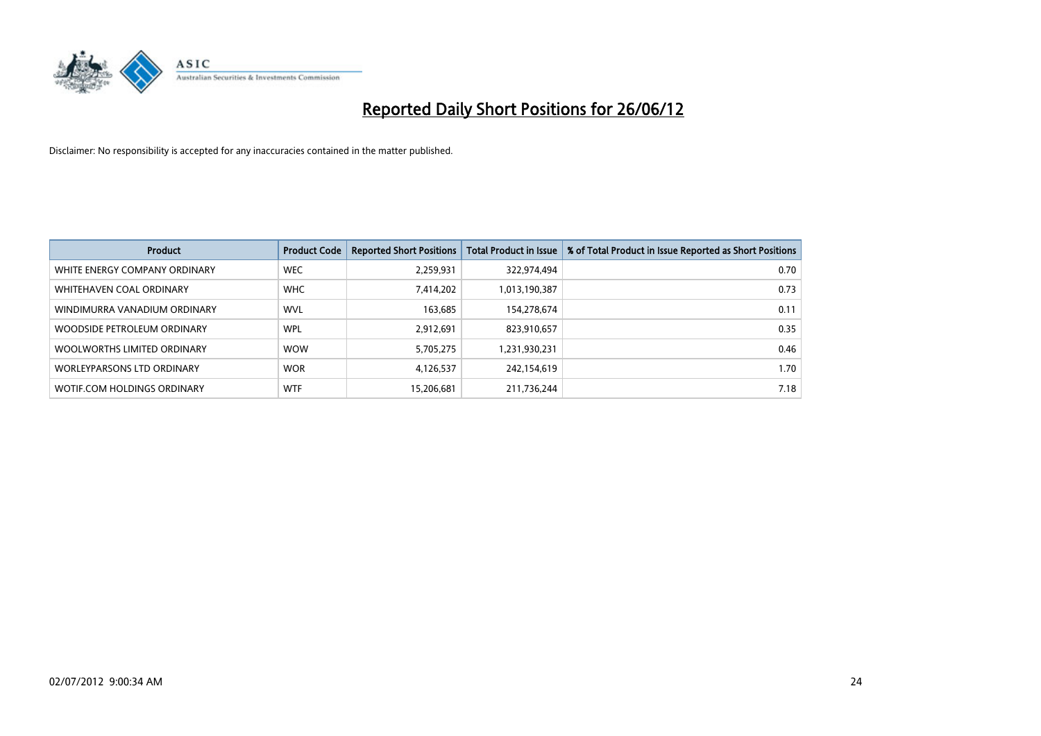# Reported Daily Short Positions for 26/06/12

Disclaimer: No responsibility is accepted for any inaccuracies contained in the matter published.

| Product | Product Code | Reported Short Positions | Total Product in Issue | % of Total Product in Issue Reported as Short Positions |
|---|---|---|---|---|
| WHITE ENERGY COMPANY ORDINARY | WEC | 2,259,931 | 322,974,494 | 0.70 |
| WHITEHAVEN COAL ORDINARY | WHC | 7,414,202 | 1,013,190,387 | 0.73 |
| WINDIMURRA VANADIUM ORDINARY | WVL | 163,685 | 154,278,674 | 0.11 |
| WOODSIDE PETROLEUM ORDINARY | WPL | 2,912,691 | 823,910,657 | 0.35 |
| WOOLWORTHS LIMITED ORDINARY | WOW | 5,705,275 | 1,231,930,231 | 0.46 |
| WORLEYPARSONS LTD ORDINARY | WOR | 4,126,537 | 242,154,619 | 1.70 |
| WOTIF.COM HOLDINGS ORDINARY | WTF | 15,206,681 | 211,736,244 | 7.18 |

02/07/2012 9:00:34 AM